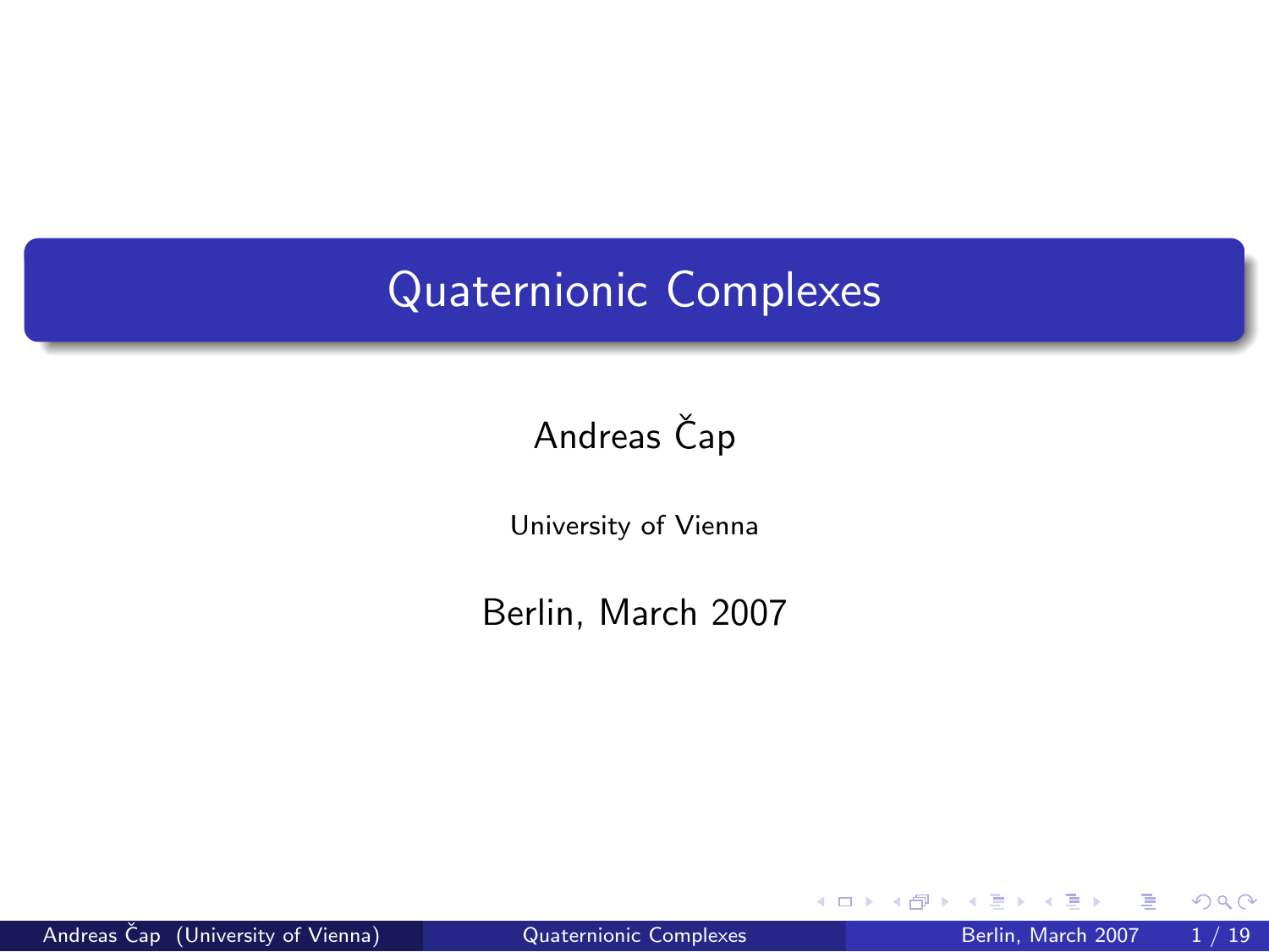# Quaternionic Complexes

Andreas Čap

University of Vienna

Berlin, March 2007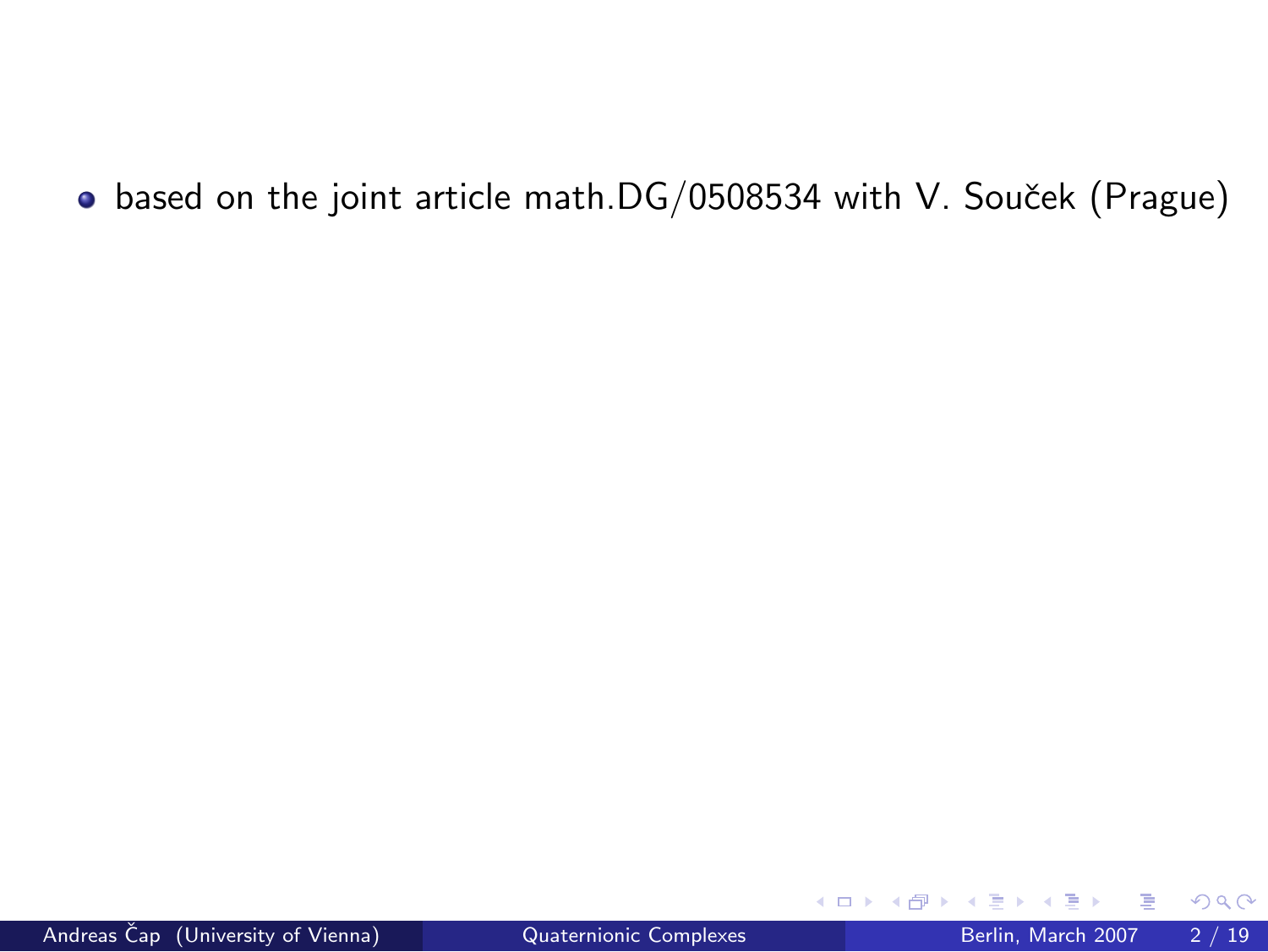- based on the joint article math.DG/0508534 with V. Souček (Prague)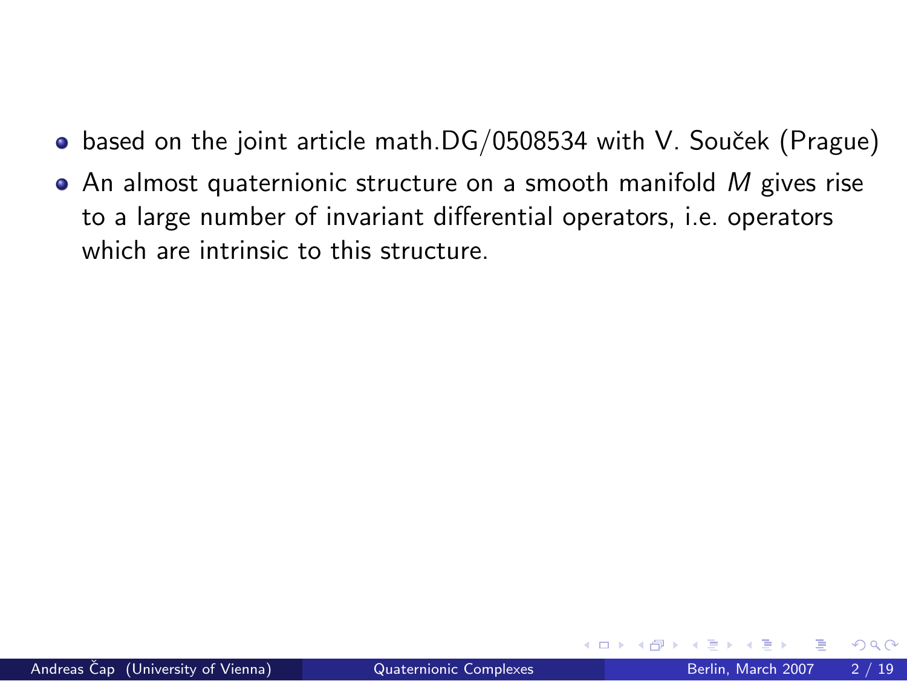- based on the joint article math.DG/0508534 with V. Souček (Prague)
- An almost quaternionic structure on a smooth manifold $M$ gives rise to a large number of invariant differential operators, i.e. operators which are intrinsic to this structure.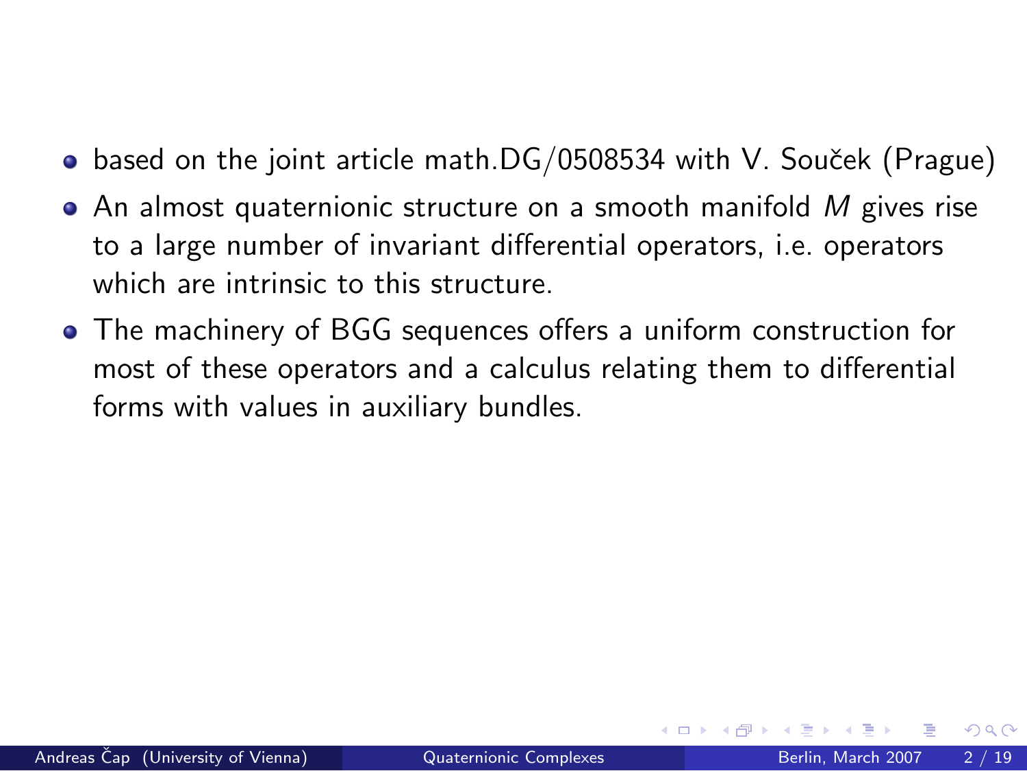- based on the joint article math.DG/0508534 with V. Souček (Prague)
- An almost quaternionic structure on a smooth manifold $M$ gives rise to a large number of invariant differential operators, i.e. operators which are intrinsic to this structure.
- The machinery of BGG sequences offers a uniform construction for most of these operators and a calculus relating them to differential forms with values in auxiliary bundles.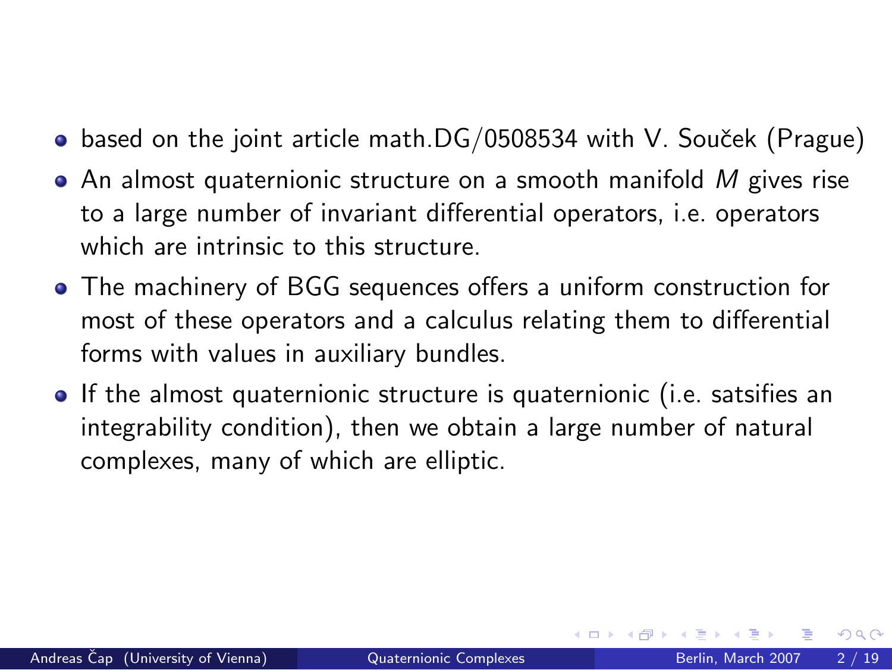- based on the joint article math.DG/0508534 with V. Souček (Prague)
- An almost quaternionic structure on a smooth manifold $M$ gives rise to a large number of invariant differential operators, i.e. operators which are intrinsic to this structure.
- The machinery of BGG sequences offers a uniform construction for most of these operators and a calculus relating them to differential forms with values in auxiliary bundles.
- If the almost quaternionic structure is quaternionic (i.e. satsifies an integrability condition), then we obtain a large number of natural complexes, many of which are elliptic.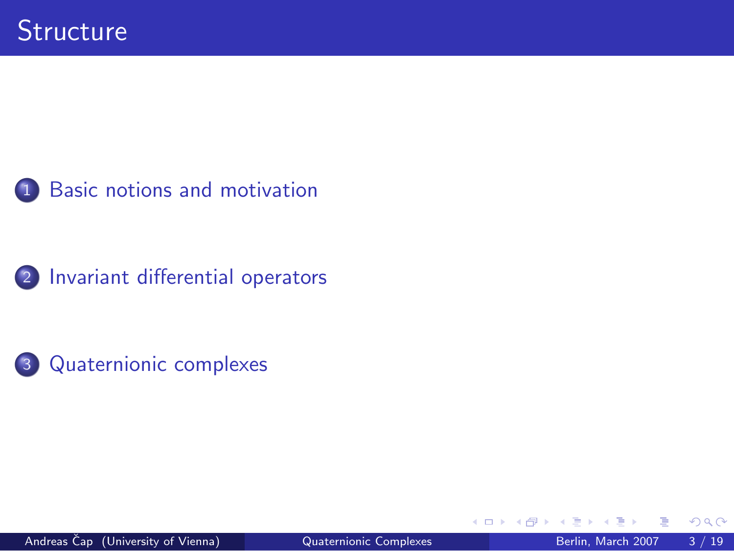# Structure

1. Basic notions and motivation

2. Invariant differential operators

3. Quaternionic complexes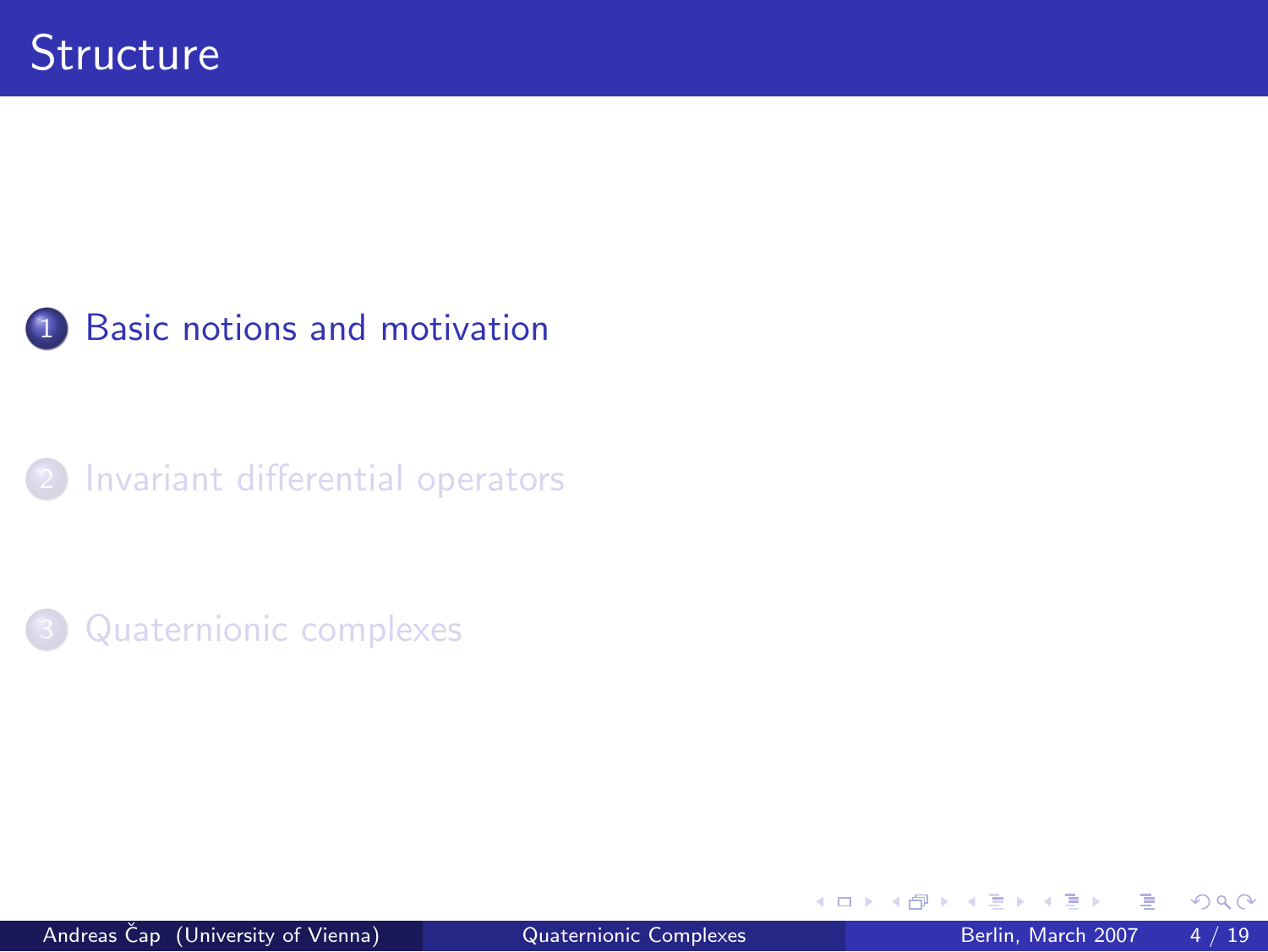# Structure

1. Basic notions and motivation
2. Invariant differential operators
3. Quaternionic complexes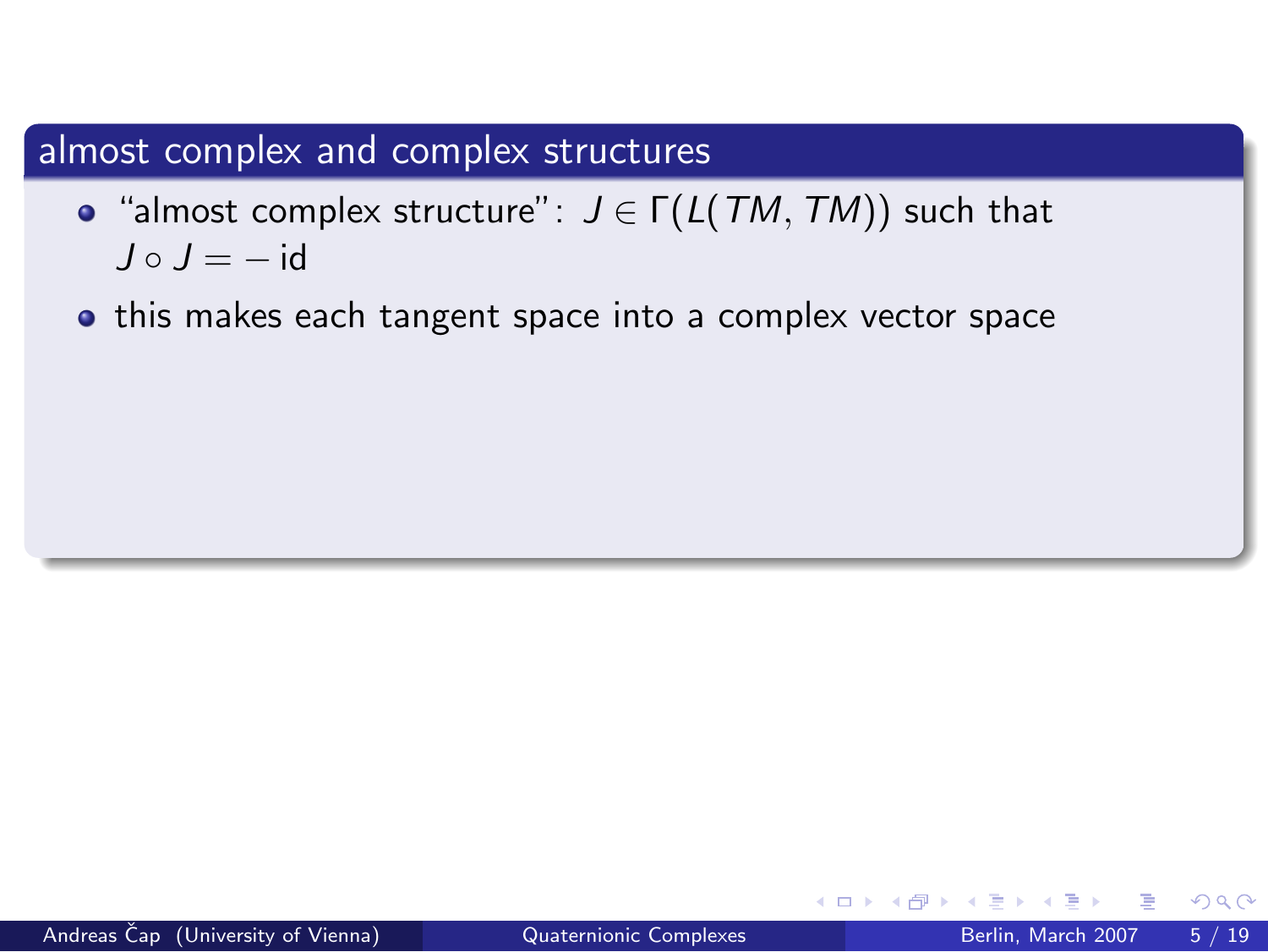## almost complex and complex structures

- "almost complex structure": $J \in \Gamma(L(TM, TM))$ such that $J \circ J = -\,\mathrm{id}$
- this makes each tangent space into a complex vector space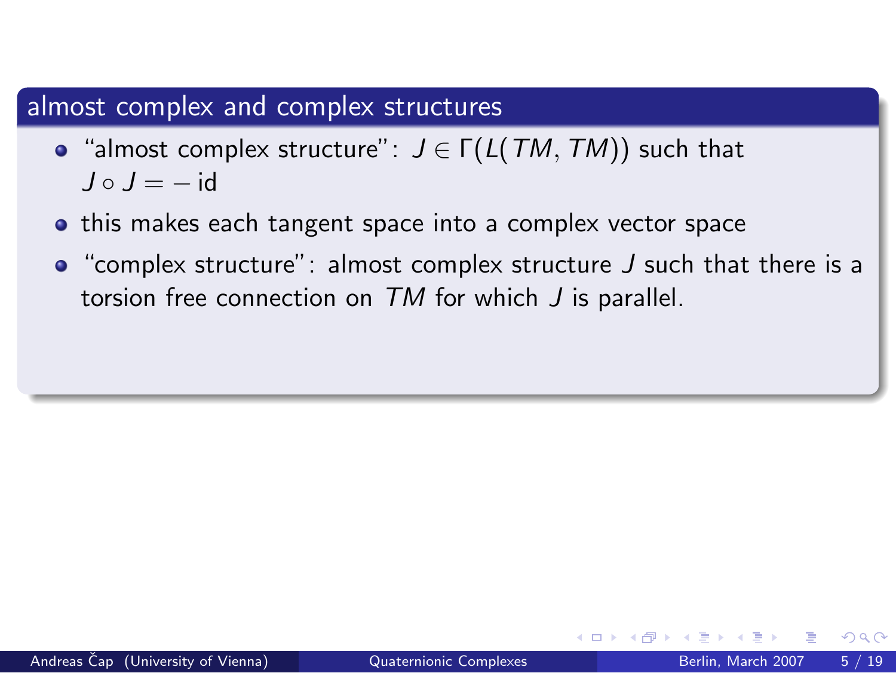## almost complex and complex structures

- "almost complex structure": $J \in \Gamma(L(TM, TM))$ such that $J \circ J = -\,\text{id}$
- this makes each tangent space into a complex vector space
- "complex structure": almost complex structure $J$ such that there is a torsion free connection on $TM$ for which $J$ is parallel.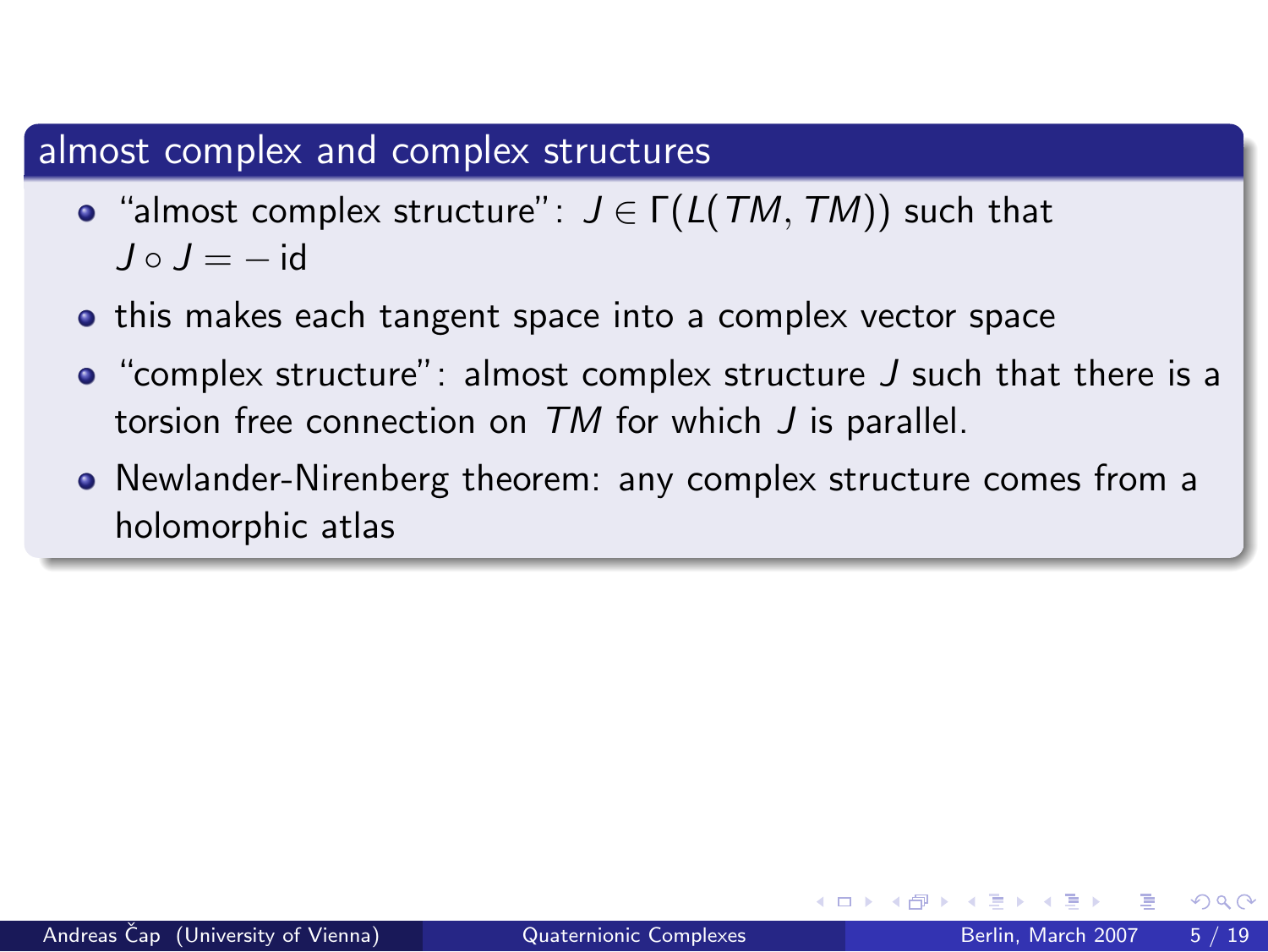## almost complex and complex structures

- "almost complex structure": $J \in \Gamma(L(TM, TM))$ such that $J \circ J = -\operatorname{id}$
- this makes each tangent space into a complex vector space
- "complex structure": almost complex structure $J$ such that there is a torsion free connection on $TM$ for which $J$ is parallel.
- Newlander-Nirenberg theorem: any complex structure comes from a holomorphic atlas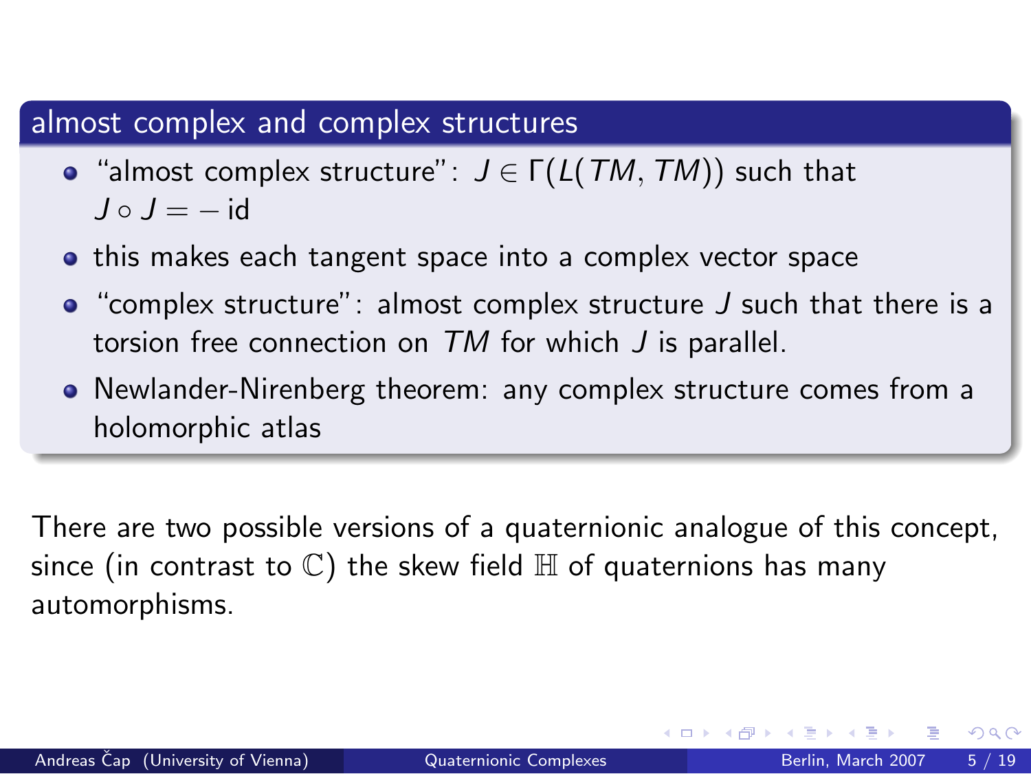## almost complex and complex structures

- "almost complex structure": $J \in \Gamma(L(TM, TM))$ such that $J \circ J = -\operatorname{id}$
- this makes each tangent space into a complex vector space
- "complex structure": almost complex structure $J$ such that there is a torsion free connection on $TM$ for which $J$ is parallel.
- Newlander-Nirenberg theorem: any complex structure comes from a holomorphic atlas

There are two possible versions of a quaternionic analogue of this concept, since (in contrast to $\mathbb{C}$) the skew field $\mathbb{H}$ of quaternions has many automorphisms.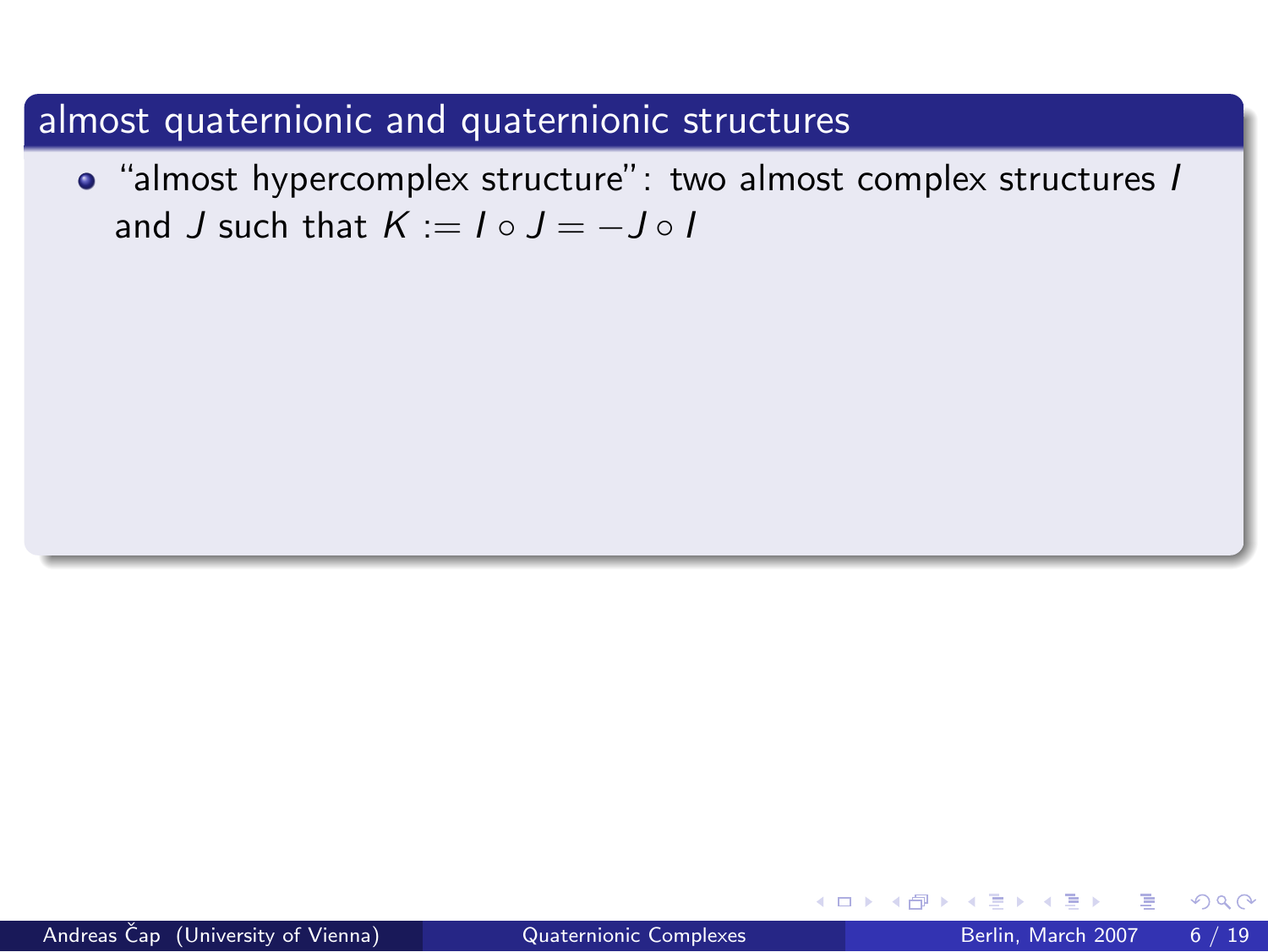## almost quaternionic and quaternionic structures

- "almost hypercomplex structure": two almost complex structures $I$ and $J$ such that $K := I \circ J = -J \circ I$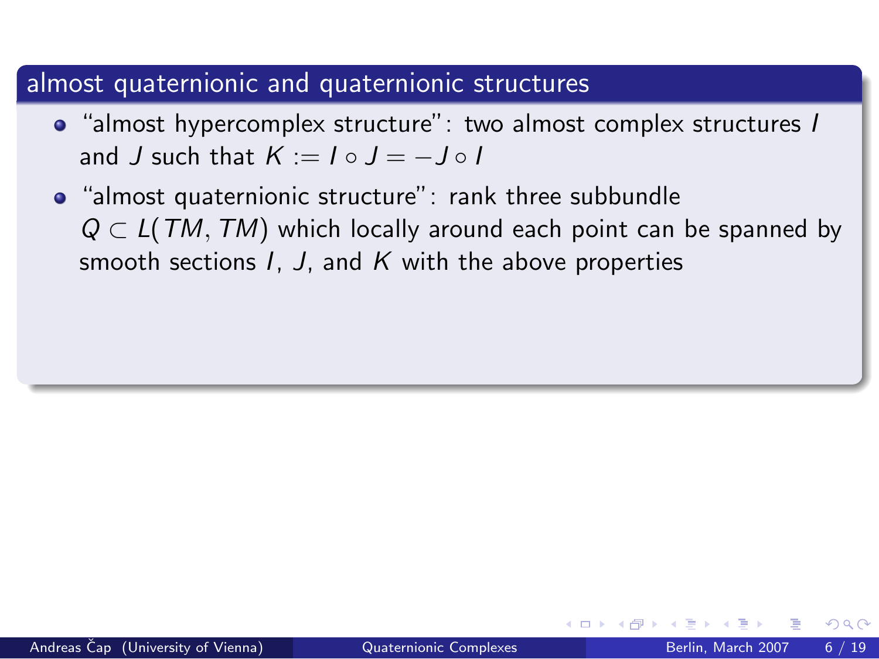## almost quaternionic and quaternionic structures

- "almost hypercomplex structure": two almost complex structures $I$ and $J$ such that $K := I \circ J = -J \circ I$
- "almost quaternionic structure": rank three subbundle $Q \subset L(TM, TM)$ which locally around each point can be spanned by smooth sections $I$, $J$, and $K$ with the above properties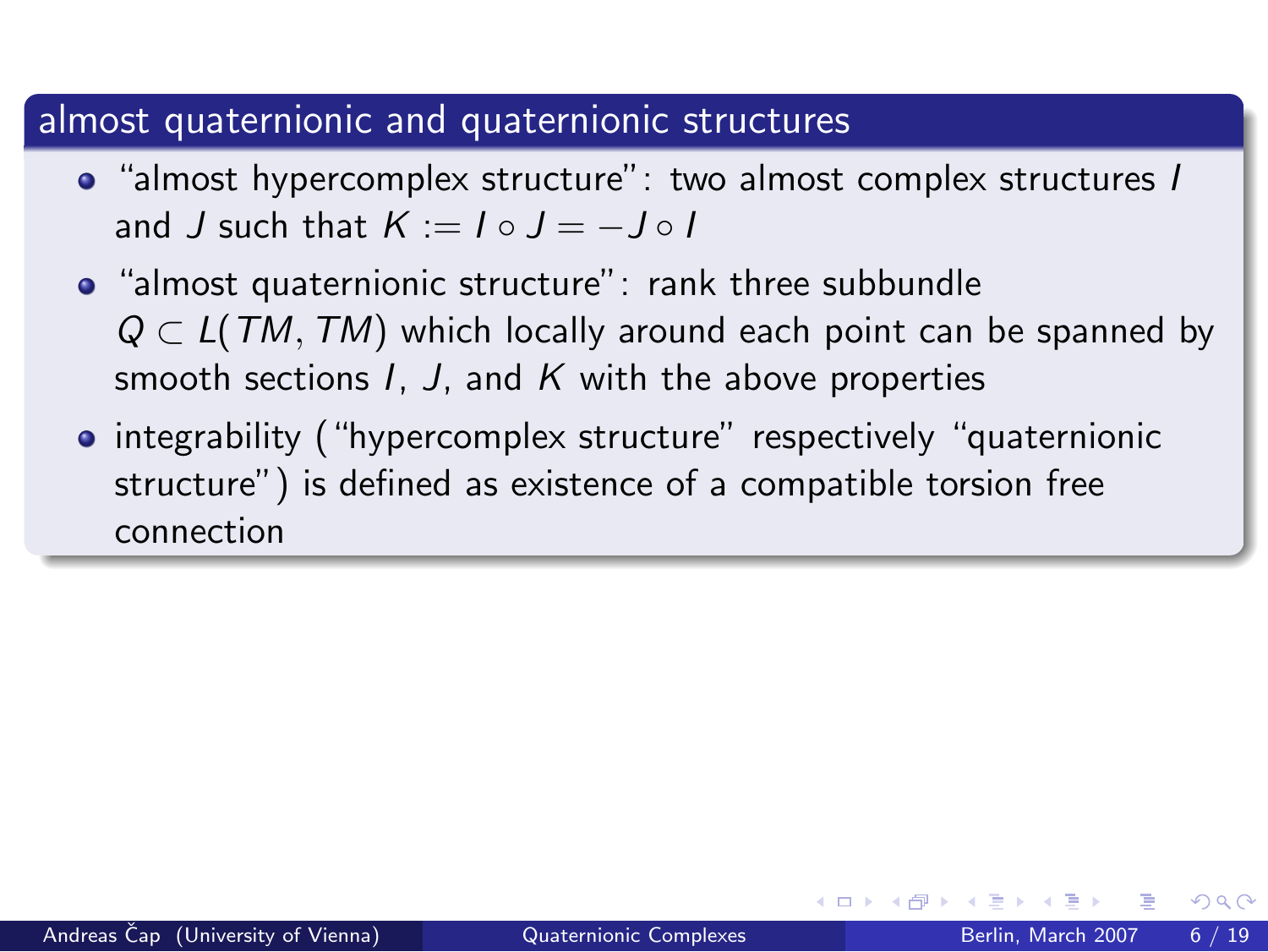## almost quaternionic and quaternionic structures

- "almost hypercomplex structure": two almost complex structures $I$ and $J$ such that $K := I \circ J = -J \circ I$
- "almost quaternionic structure": rank three subbundle $Q \subset L(TM, TM)$ which locally around each point can be spanned by smooth sections $I$, $J$, and $K$ with the above properties
- integrability ("hypercomplex structure" respectively "quaternionic structure") is defined as existence of a compatible torsion free connection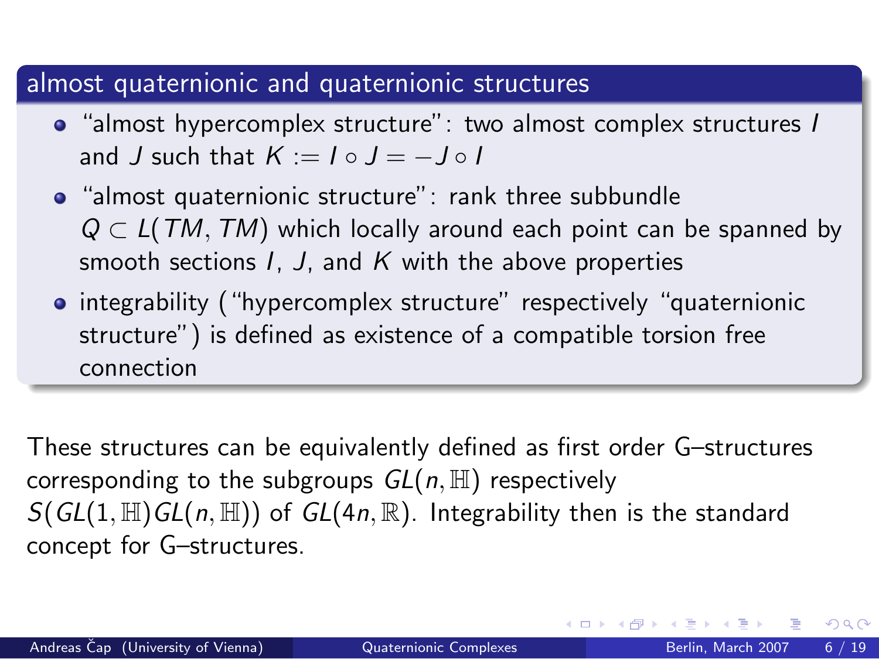## almost quaternionic and quaternionic structures

- "almost hypercomplex structure": two almost complex structures $I$ and $J$ such that $K := I \circ J = -J \circ I$
- "almost quaternionic structure": rank three subbundle $Q \subset L(TM, TM)$ which locally around each point can be spanned by smooth sections $I$, $J$, and $K$ with the above properties
- integrability ("hypercomplex structure" respectively "quaternionic structure") is defined as existence of a compatible torsion free connection

These structures can be equivalently defined as first order G–structures corresponding to the subgroups $GL(n, \mathbb{H})$ respectively $S(GL(1, \mathbb{H})GL(n, \mathbb{H}))$ of $GL(4n, \mathbb{R})$. Integrability then is the standard concept for G–structures.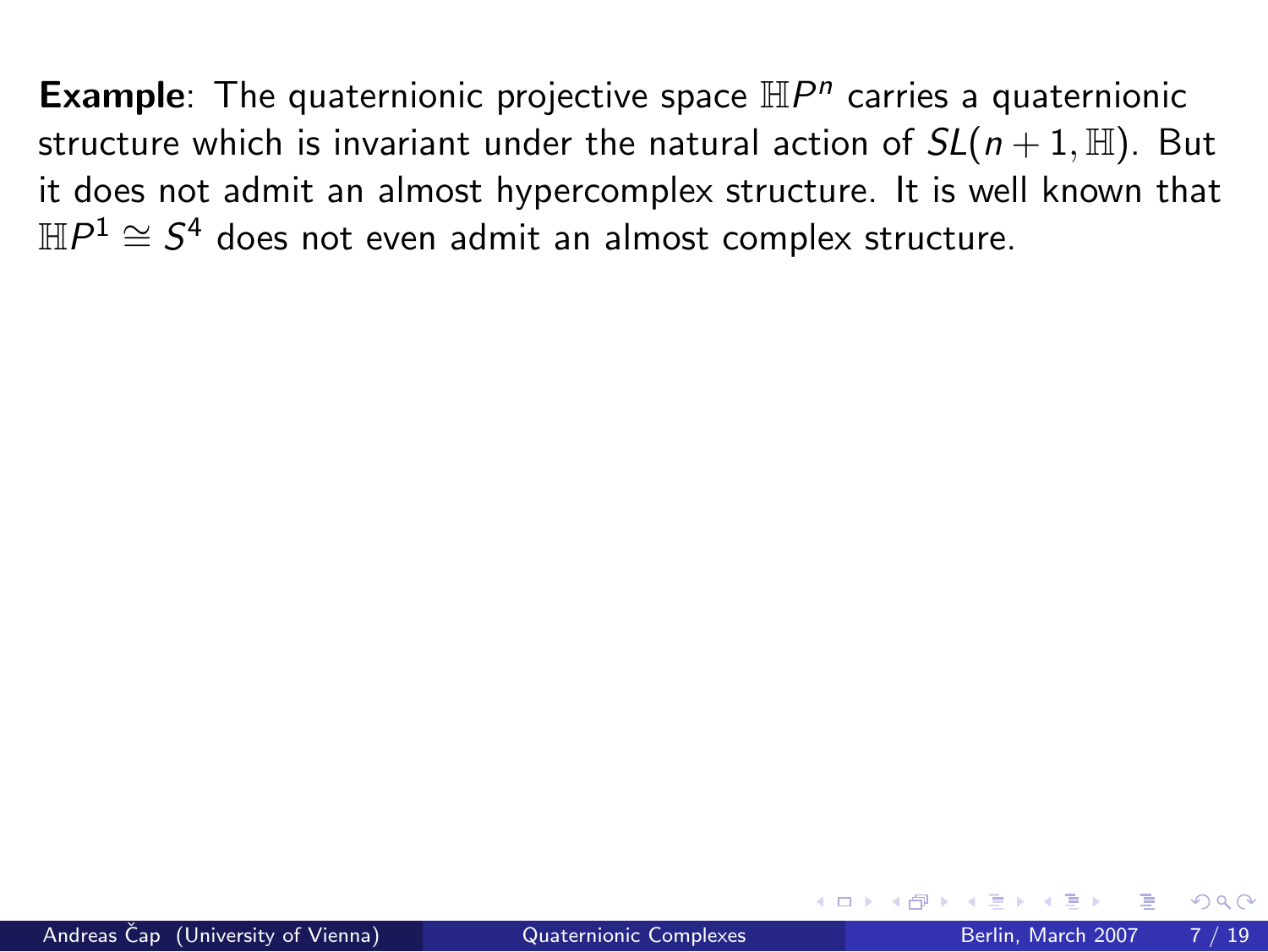**Example**: The quaternionic projective space $\mathbb{H}P^n$ carries a quaternionic structure which is invariant under the natural action of $SL(n+1, \mathbb{H})$. But it does not admit an almost hypercomplex structure. It is well known that $\mathbb{H}P^1 \cong S^4$ does not even admit an almost complex structure.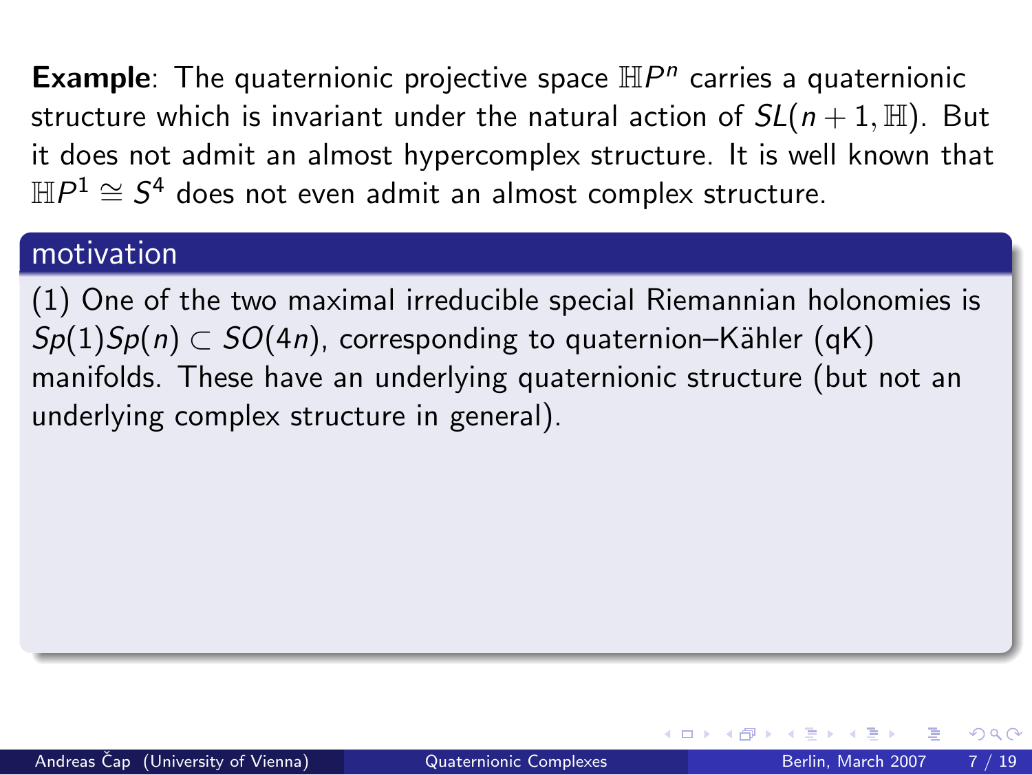**Example**: The quaternionic projective space $\mathbb{H}P^n$ carries a quaternionic structure which is invariant under the natural action of $SL(n+1, \mathbb{H})$. But it does not admit an almost hypercomplex structure. It is well known that $\mathbb{H}P^1 \cong S^4$ does not even admit an almost complex structure.

### motivation

(1) One of the two maximal irreducible special Riemannian holonomies is $Sp(1)Sp(n) \subset SO(4n)$, corresponding to quaternion–Kähler (qK) manifolds. These have an underlying quaternionic structure (but not an underlying complex structure in general).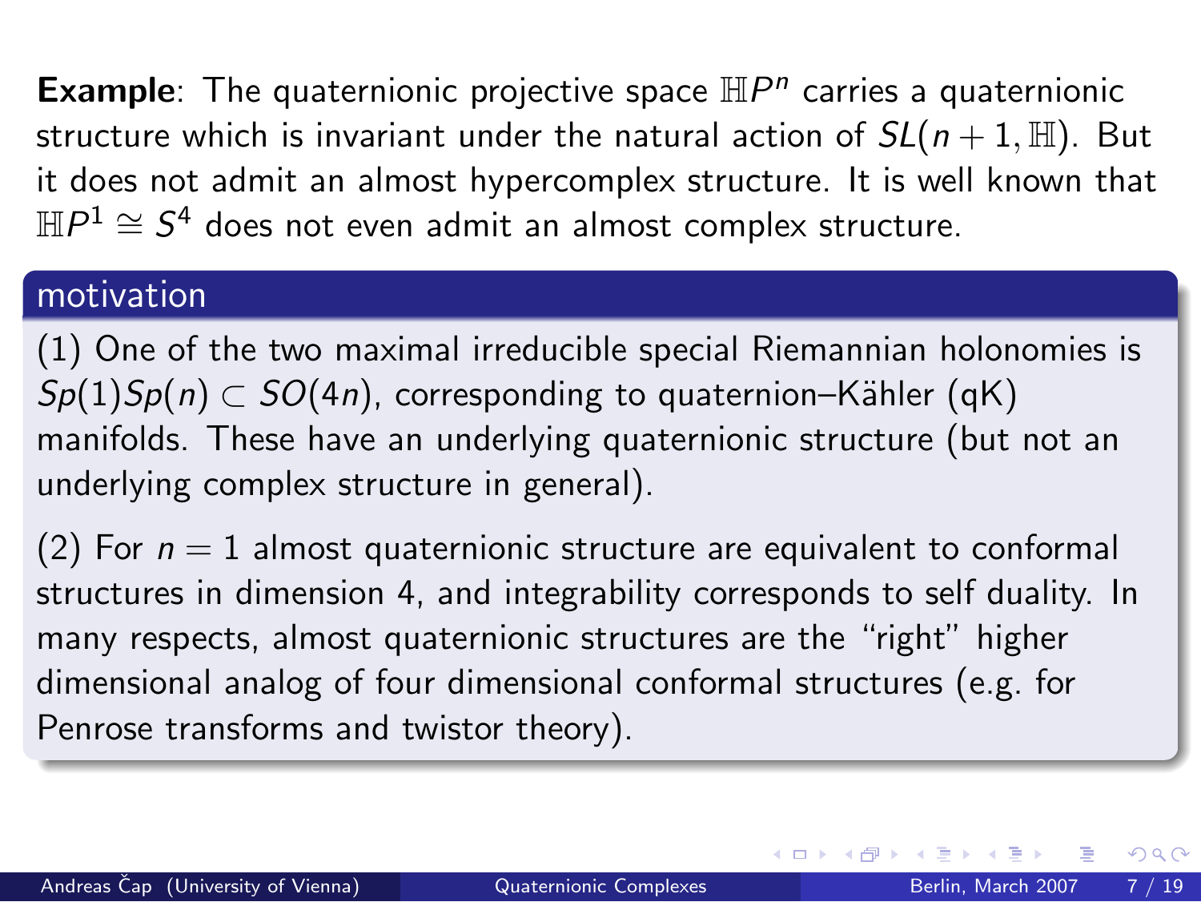**Example**: The quaternionic projective space $\mathbb{H}P^n$ carries a quaternionic structure which is invariant under the natural action of $SL(n+1, \mathbb{H})$. But it does not admit an almost hypercomplex structure. It is well known that $\mathbb{H}P^1 \cong S^4$ does not even admit an almost complex structure.

### motivation

(1) One of the two maximal irreducible special Riemannian holonomies is $Sp(1)Sp(n) \subset SO(4n)$, corresponding to quaternion–Kähler (qK) manifolds. These have an underlying quaternionic structure (but not an underlying complex structure in general).

(2) For $n = 1$ almost quaternionic structure are equivalent to conformal structures in dimension 4, and integrability corresponds to self duality. In many respects, almost quaternionic structures are the "right" higher dimensional analog of four dimensional conformal structures (e.g. for Penrose transforms and twistor theory).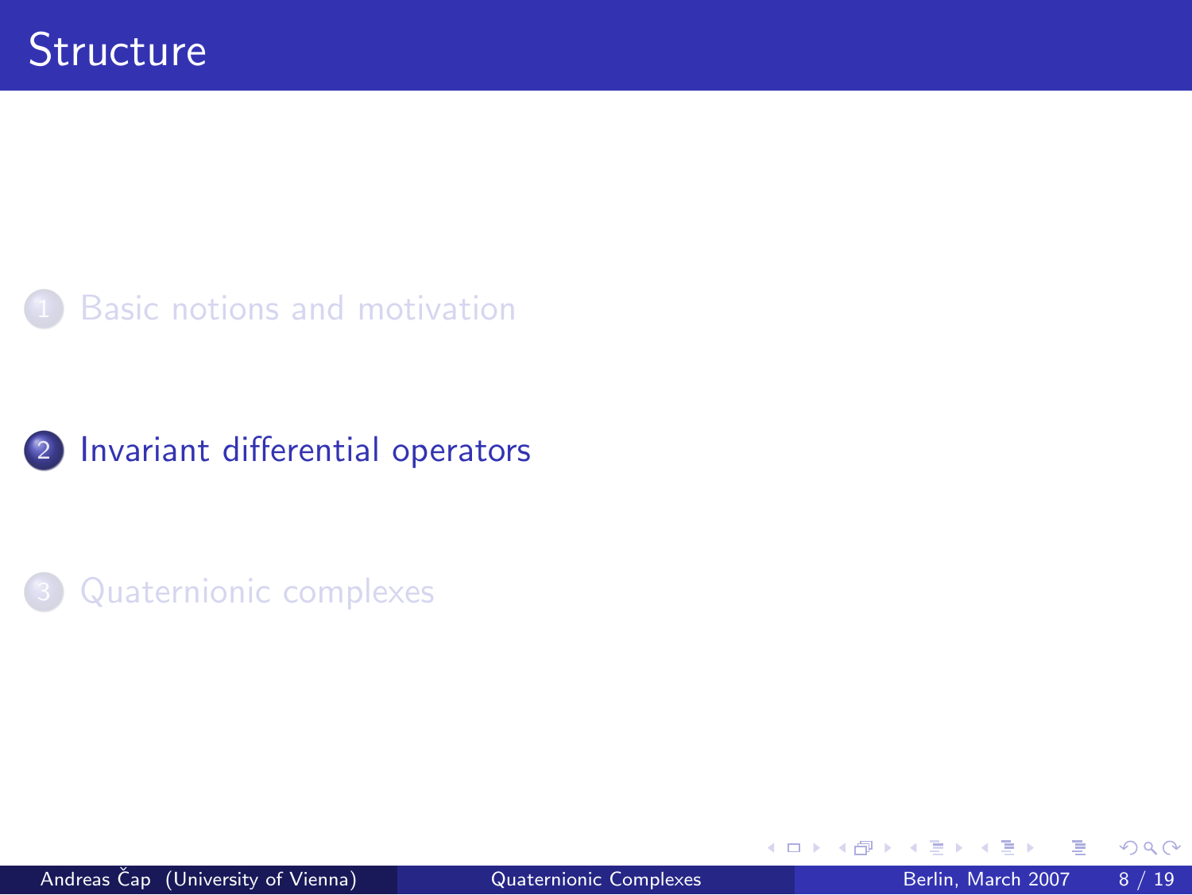# Structure

1. Basic notions and motivation
2. Invariant differential operators
3. Quaternionic complexes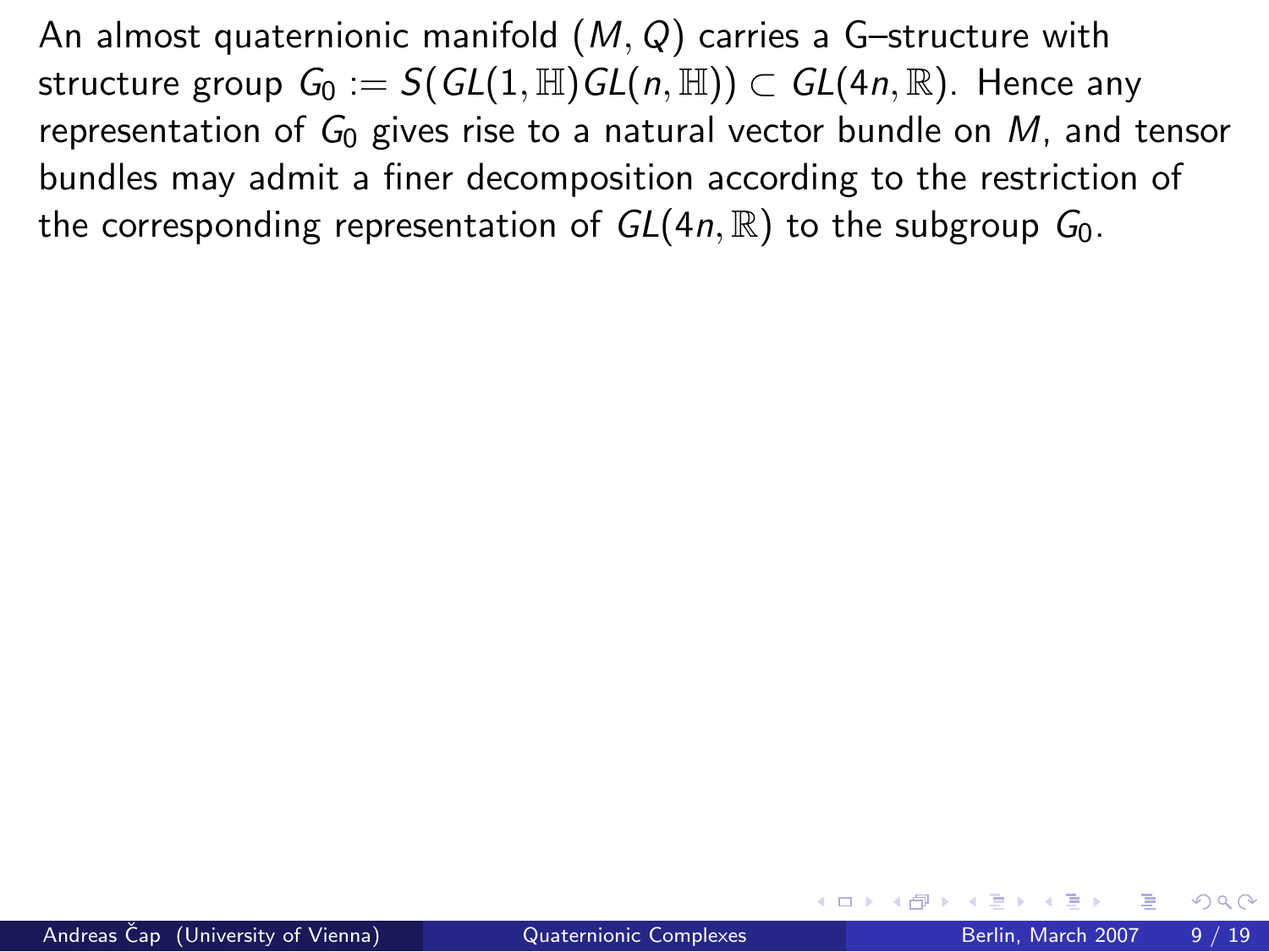An almost quaternionic manifold $(M, Q)$ carries a G–structure with structure group $G_0 := S(GL(1, \mathbb{H})GL(n, \mathbb{H})) \subset GL(4n, \mathbb{R})$. Hence any representation of $G_0$ gives rise to a natural vector bundle on $M$, and tensor bundles may admit a finer decomposition according to the restriction of the corresponding representation of $GL(4n, \mathbb{R})$ to the subgroup $G_0$.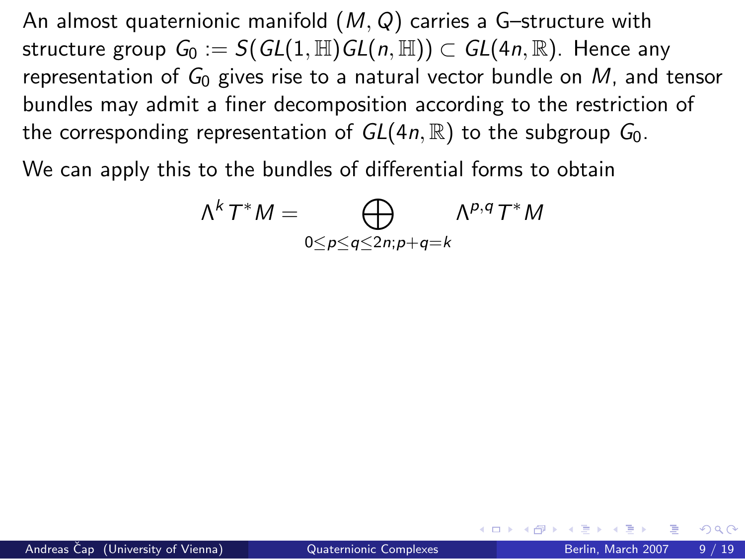An almost quaternionic manifold $(M, Q)$ carries a G–structure with structure group $G_0 := S(GL(1, \mathbb{H})GL(n, \mathbb{H})) \subset GL(4n, \mathbb{R})$. Hence any representation of $G_0$ gives rise to a natural vector bundle on $M$, and tensor bundles may admit a finer decomposition according to the restriction of the corresponding representation of $GL(4n, \mathbb{R})$ to the subgroup $G_0$.

We can apply this to the bundles of differential forms to obtain

$$\Lambda^k T^*M = \bigoplus_{0 \leq p \leq q \leq 2n; p+q=k} \Lambda^{p,q} T^*M$$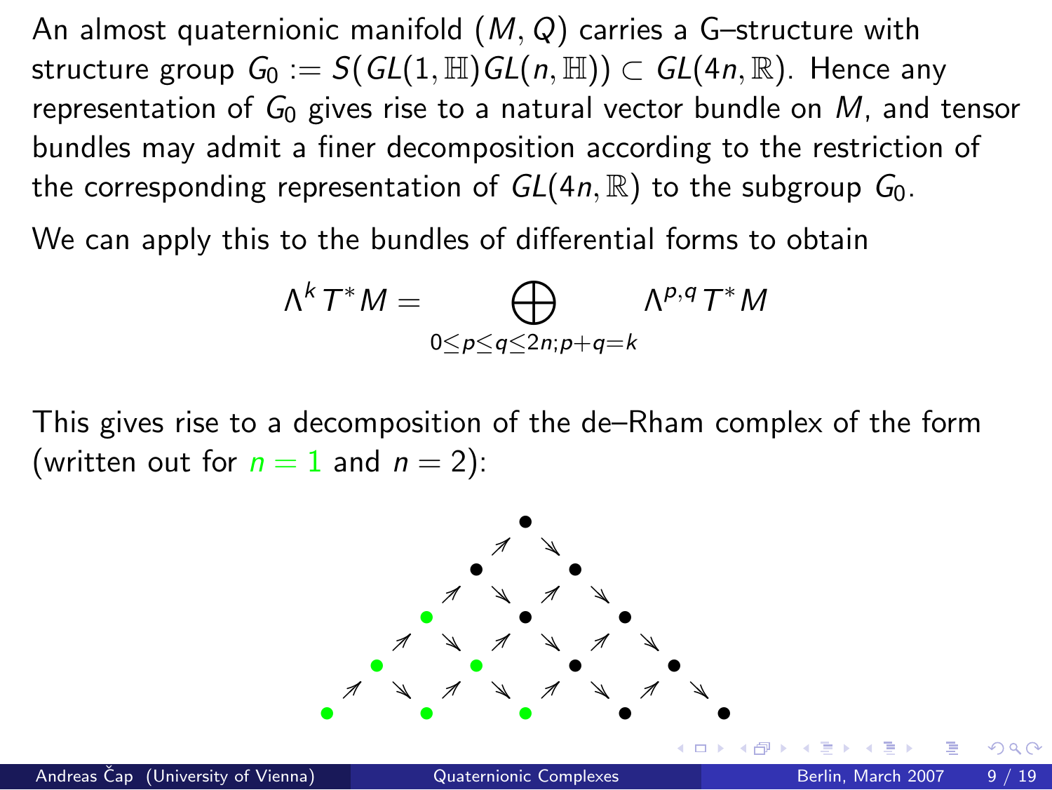An almost quaternionic manifold $(M, Q)$ carries a G–structure with structure group $G_0 := S(GL(1, \mathbb{H})GL(n, \mathbb{H})) \subset GL(4n, \mathbb{R})$. Hence any representation of $G_0$ gives rise to a natural vector bundle on $M$, and tensor bundles may admit a finer decomposition according to the restriction of the corresponding representation of $GL(4n, \mathbb{R})$ to the subgroup $G_0$.

We can apply this to the bundles of differential forms to obtain

$$\Lambda^k T^*M = \bigoplus_{0 \leq p \leq q \leq 2n; p+q=k} \Lambda^{p,q} T^*M$$

This gives rise to a decomposition of the de–Rham complex of the form (written out for $n = 1$ and $n = 2$):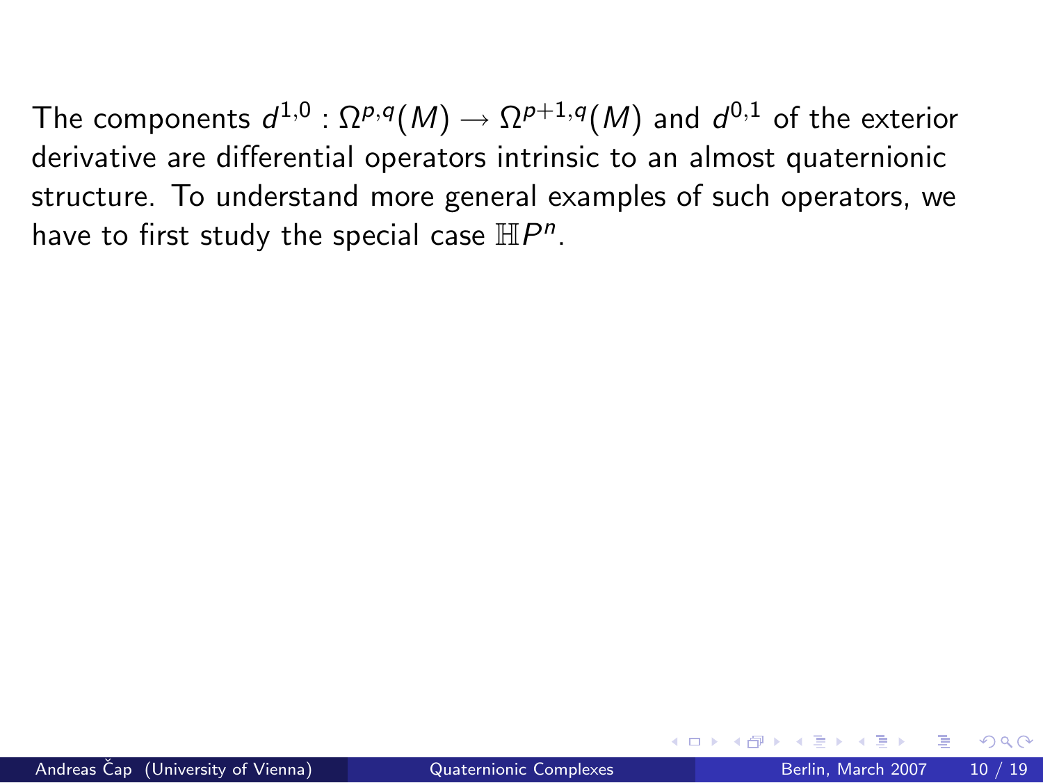The components $d^{1,0} : \Omega^{p,q}(M) \to \Omega^{p+1,q}(M)$ and $d^{0,1}$ of the exterior derivative are differential operators intrinsic to an almost quaternionic structure. To understand more general examples of such operators, we have to first study the special case $\mathbb{H}P^n$.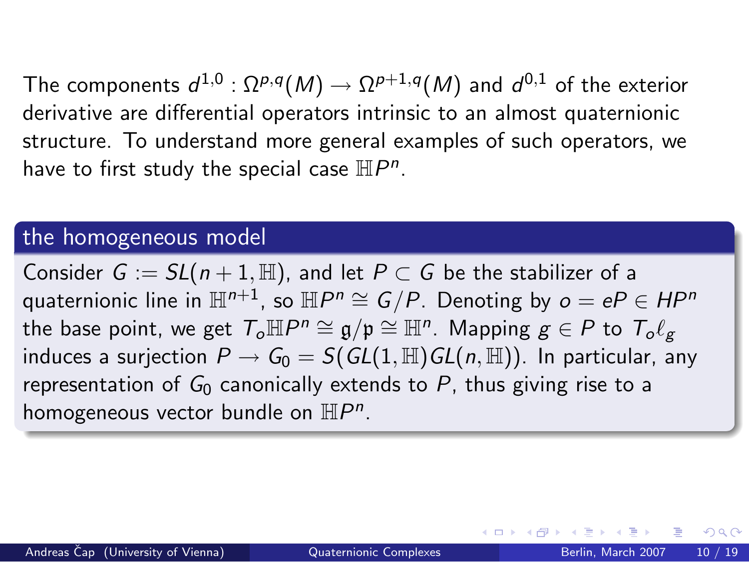The components $d^{1,0} : \Omega^{p,q}(M) \to \Omega^{p+1,q}(M)$ and $d^{0,1}$ of the exterior derivative are differential operators intrinsic to an almost quaternionic structure. To understand more general examples of such operators, we have to first study the special case $\mathbb{H}P^n$.

## the homogeneous model

Consider $G := SL(n+1, \mathbb{H})$, and let $P \subset G$ be the stabilizer of a quaternionic line in $\mathbb{H}^{n+1}$, so $\mathbb{H}P^n \cong G/P$. Denoting by $o = eP \in HP^n$ the base point, we get $T_o\mathbb{H}P^n \cong \mathfrak{g}/\mathfrak{p} \cong \mathbb{H}^n$. Mapping $g \in P$ to $T_o\ell_g$ induces a surjection $P \to G_0 = S(GL(1, \mathbb{H})GL(n, \mathbb{H}))$. In particular, any representation of $G_0$ canonically extends to $P$, thus giving rise to a homogeneous vector bundle on $\mathbb{H}P^n$.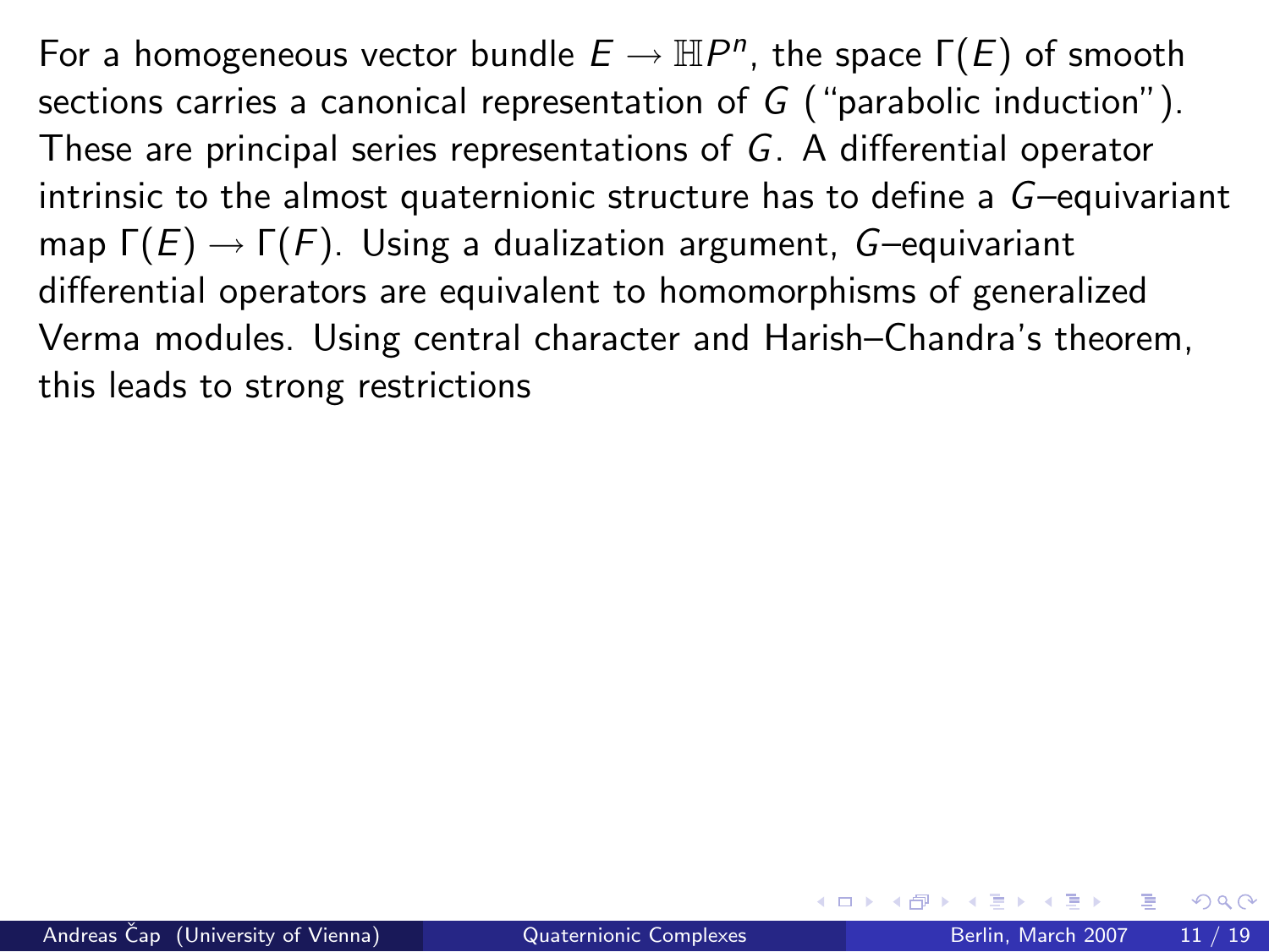For a homogeneous vector bundle $E \to \mathbb{H}P^n$, the space $\Gamma(E)$ of smooth sections carries a canonical representation of $G$ ("parabolic induction"). These are principal series representations of $G$. A differential operator intrinsic to the almost quaternionic structure has to define a $G$–equivariant map $\Gamma(E) \to \Gamma(F)$. Using a dualization argument, $G$–equivariant differential operators are equivalent to homomorphisms of generalized Verma modules. Using central character and Harish–Chandra's theorem, this leads to strong restrictions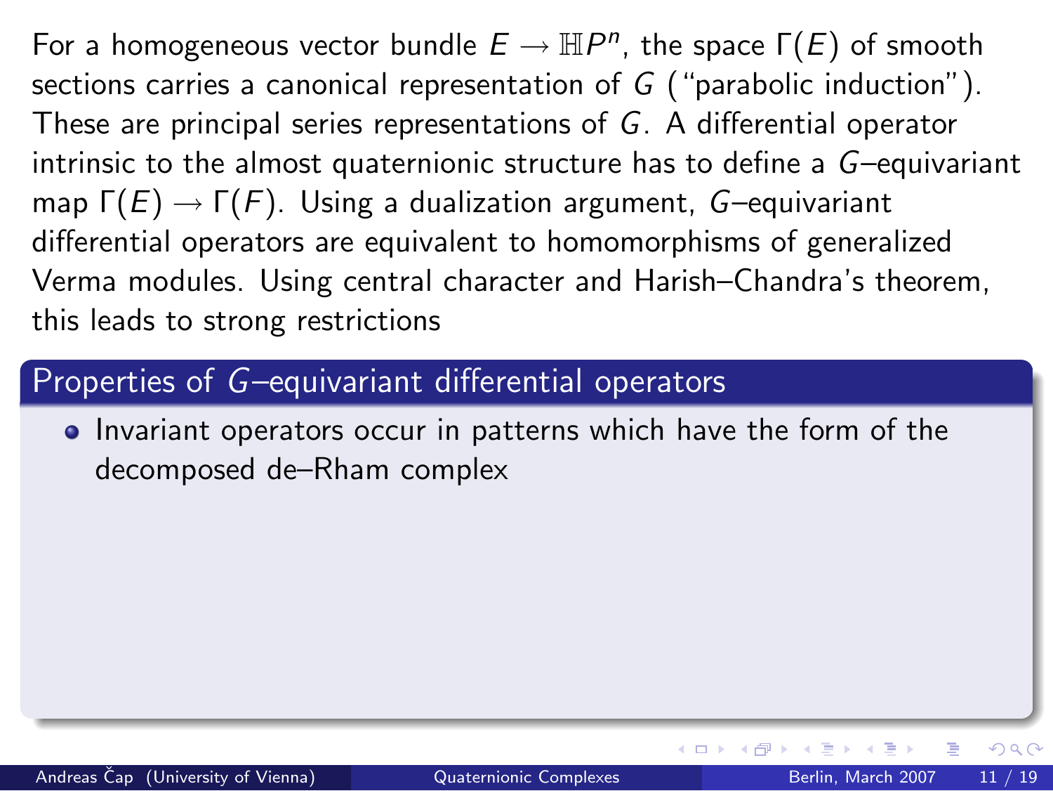For a homogeneous vector bundle $E \to \mathbb{H}P^n$, the space $\Gamma(E)$ of smooth sections carries a canonical representation of $G$ ("parabolic induction"). These are principal series representations of $G$. A differential operator intrinsic to the almost quaternionic structure has to define a $G$–equivariant map $\Gamma(E) \to \Gamma(F)$. Using a dualization argument, $G$–equivariant differential operators are equivalent to homomorphisms of generalized Verma modules. Using central character and Harish–Chandra's theorem, this leads to strong restrictions

## Properties of $G$–equivariant differential operators

- Invariant operators occur in patterns which have the form of the decomposed de–Rham complex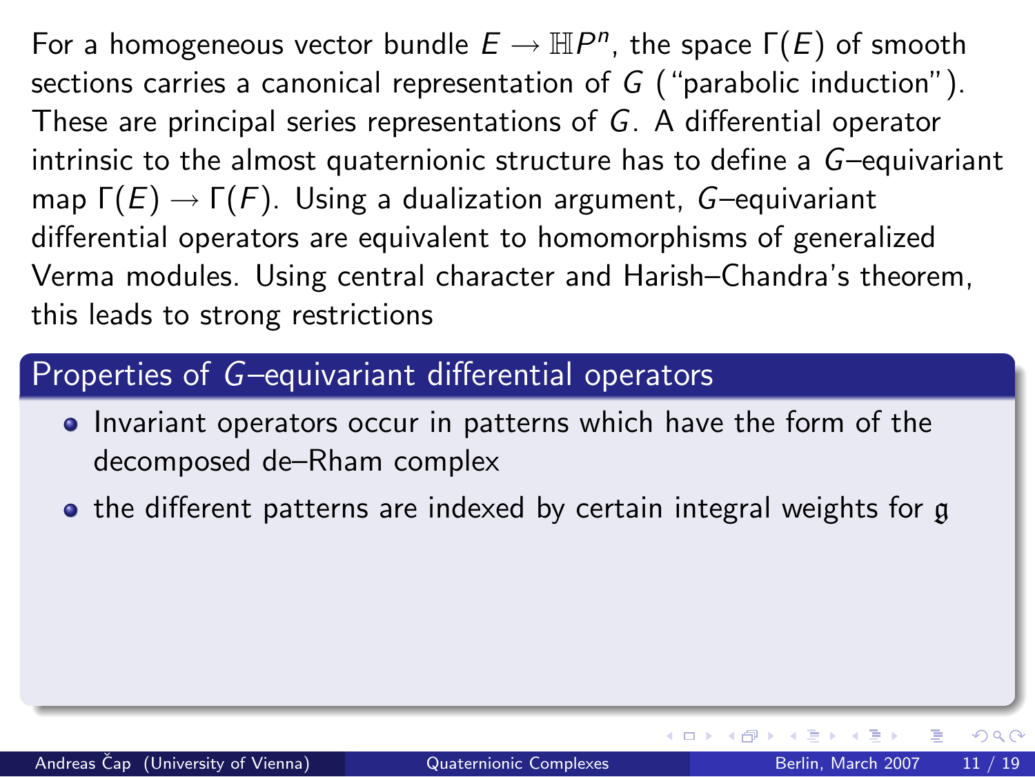For a homogeneous vector bundle $E \to \mathbb{H}P^n$, the space $\Gamma(E)$ of smooth sections carries a canonical representation of $G$ ("parabolic induction"). These are principal series representations of $G$. A differential operator intrinsic to the almost quaternionic structure has to define a $G$–equivariant map $\Gamma(E) \to \Gamma(F)$. Using a dualization argument, $G$–equivariant differential operators are equivalent to homomorphisms of generalized Verma modules. Using central character and Harish–Chandra's theorem, this leads to strong restrictions

## Properties of $G$–equivariant differential operators

- Invariant operators occur in patterns which have the form of the decomposed de–Rham complex
- the different patterns are indexed by certain integral weights for $\mathfrak{g}$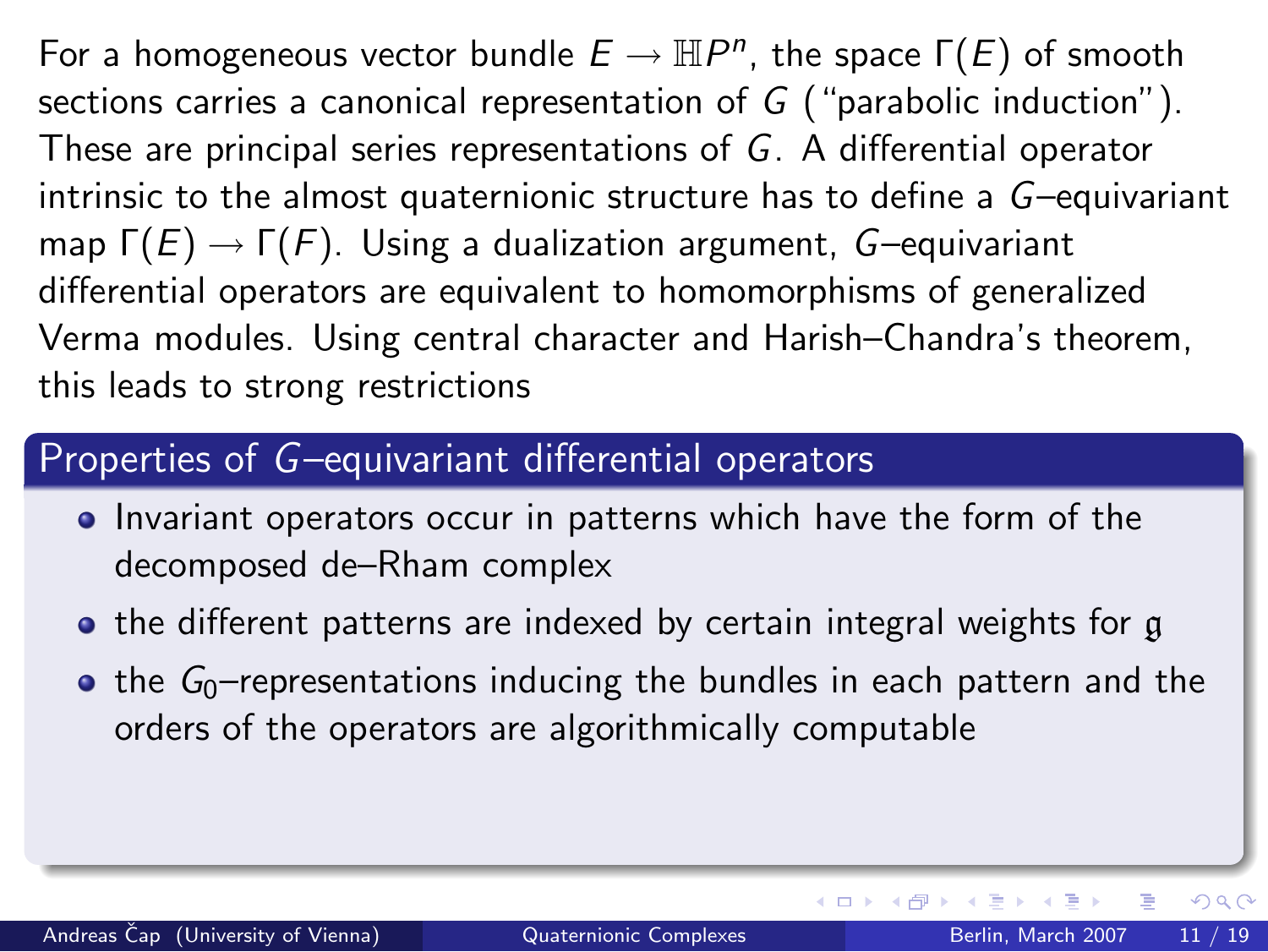For a homogeneous vector bundle $E \to \mathbb{H}P^n$, the space $\Gamma(E)$ of smooth sections carries a canonical representation of $G$ ("parabolic induction"). These are principal series representations of $G$. A differential operator intrinsic to the almost quaternionic structure has to define a $G$–equivariant map $\Gamma(E) \to \Gamma(F)$. Using a dualization argument, $G$–equivariant differential operators are equivalent to homomorphisms of generalized Verma modules. Using central character and Harish–Chandra's theorem, this leads to strong restrictions

## Properties of $G$–equivariant differential operators

- Invariant operators occur in patterns which have the form of the decomposed de–Rham complex
- the different patterns are indexed by certain integral weights for $\mathfrak{g}$
- the $G_0$–representations inducing the bundles in each pattern and the orders of the operators are algorithmically computable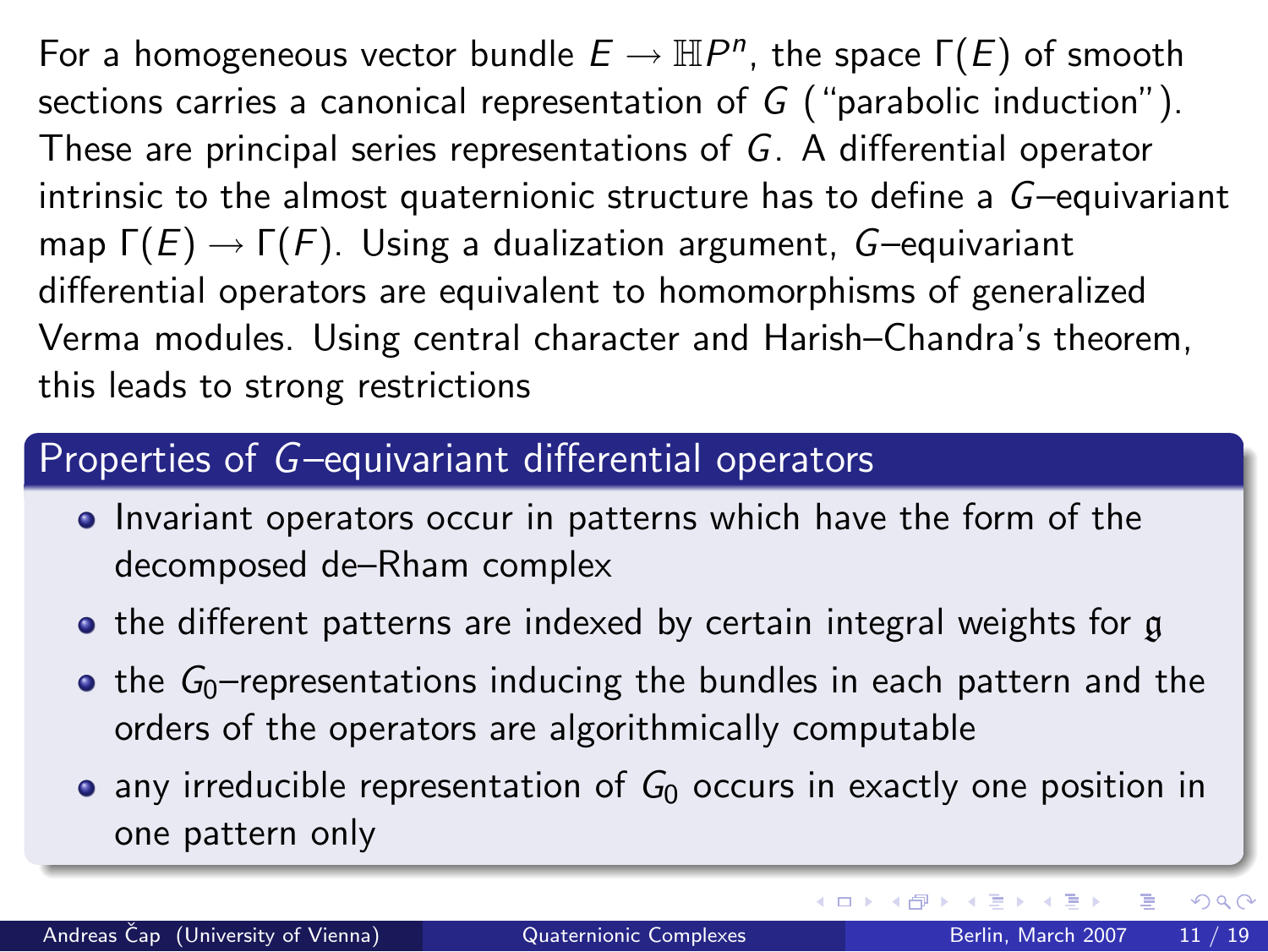For a homogeneous vector bundle $E \to \mathbb{H}P^n$, the space $\Gamma(E)$ of smooth sections carries a canonical representation of $G$ ("parabolic induction"). These are principal series representations of $G$. A differential operator intrinsic to the almost quaternionic structure has to define a $G$–equivariant map $\Gamma(E) \to \Gamma(F)$. Using a dualization argument, $G$–equivariant differential operators are equivalent to homomorphisms of generalized Verma modules. Using central character and Harish–Chandra's theorem, this leads to strong restrictions

## Properties of $G$–equivariant differential operators

- Invariant operators occur in patterns which have the form of the decomposed de–Rham complex
- the different patterns are indexed by certain integral weights for $\mathfrak{g}$
- the $G_0$–representations inducing the bundles in each pattern and the orders of the operators are algorithmically computable
- any irreducible representation of $G_0$ occurs in exactly one position in one pattern only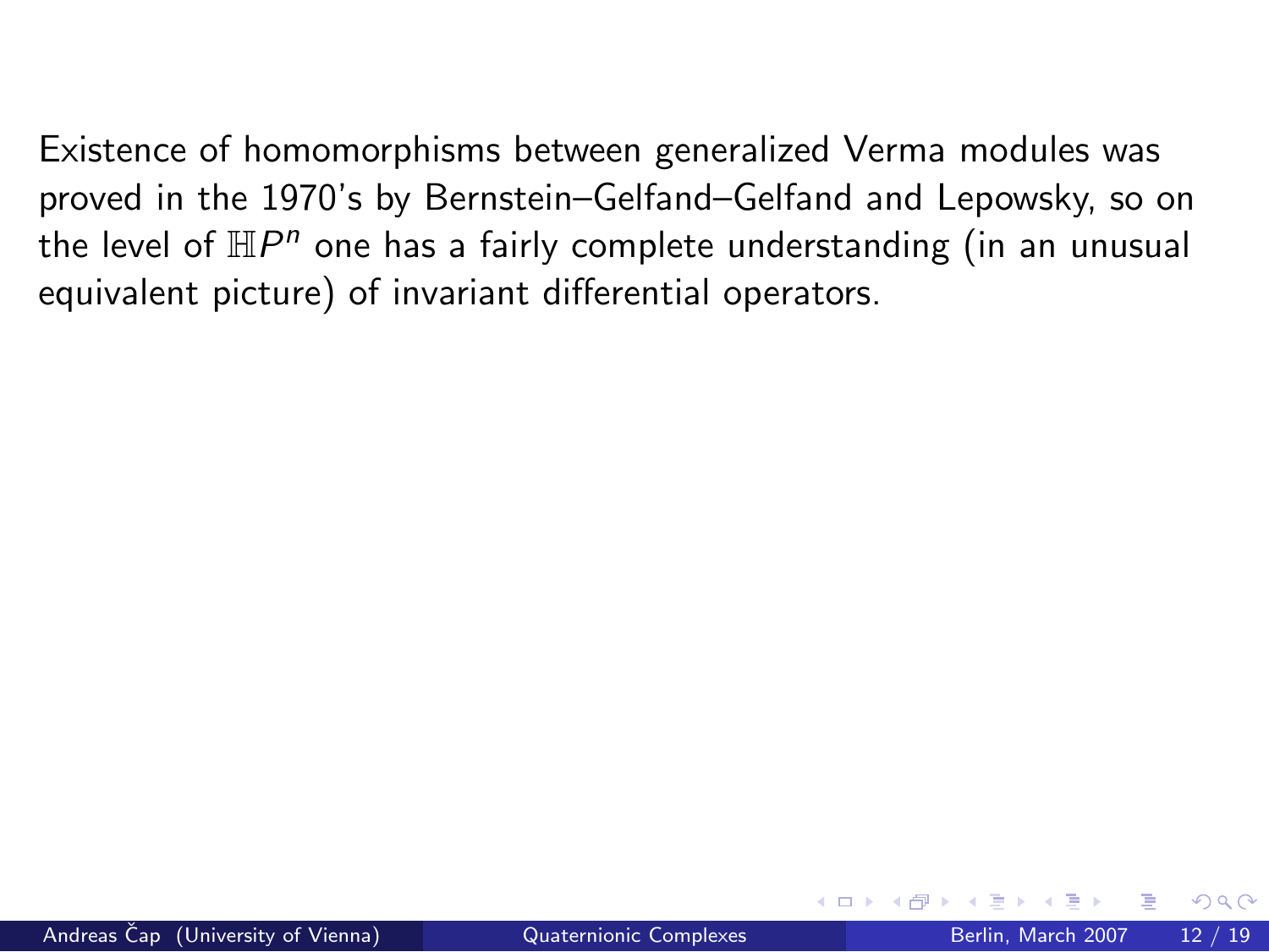Existence of homomorphisms between generalized Verma modules was proved in the 1970's by Bernstein–Gelfand–Gelfand and Lepowsky, so on the level of $\mathbb{H}P^n$ one has a fairly complete understanding (in an unusual equivalent picture) of invariant differential operators.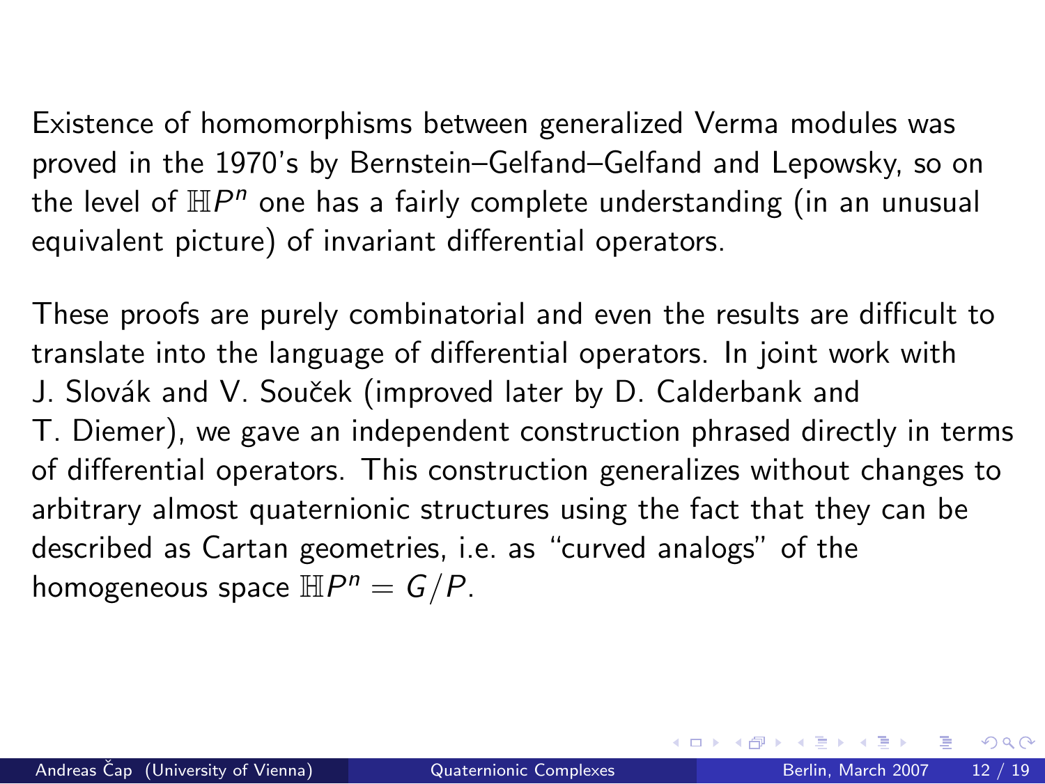Existence of homomorphisms between generalized Verma modules was proved in the 1970's by Bernstein–Gelfand–Gelfand and Lepowsky, so on the level of $\mathbb{H}P^n$ one has a fairly complete understanding (in an unusual equivalent picture) of invariant differential operators.

These proofs are purely combinatorial and even the results are difficult to translate into the language of differential operators. In joint work with J. Slovák and V. Souček (improved later by D. Calderbank and T. Diemer), we gave an independent construction phrased directly in terms of differential operators. This construction generalizes without changes to arbitrary almost quaternionic structures using the fact that they can be described as Cartan geometries, i.e. as "curved analogs" of the homogeneous space $\mathbb{H}P^n = G/P$.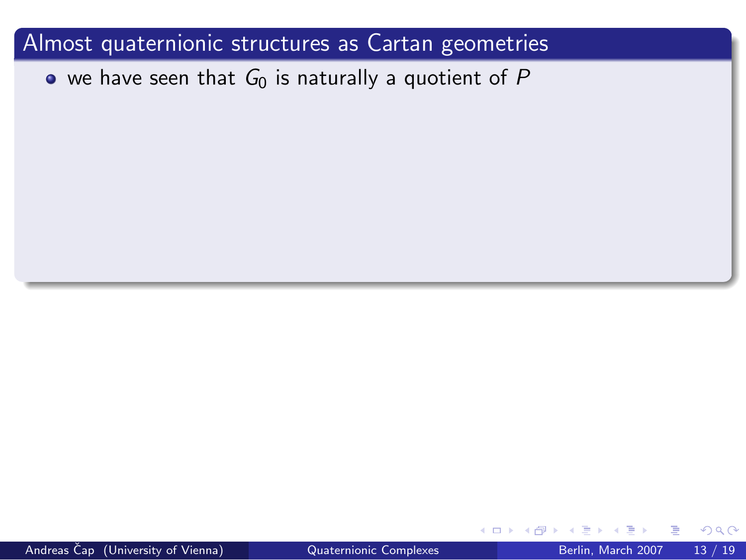## Almost quaternionic structures as Cartan geometries

- we have seen that $G_0$ is naturally a quotient of $P$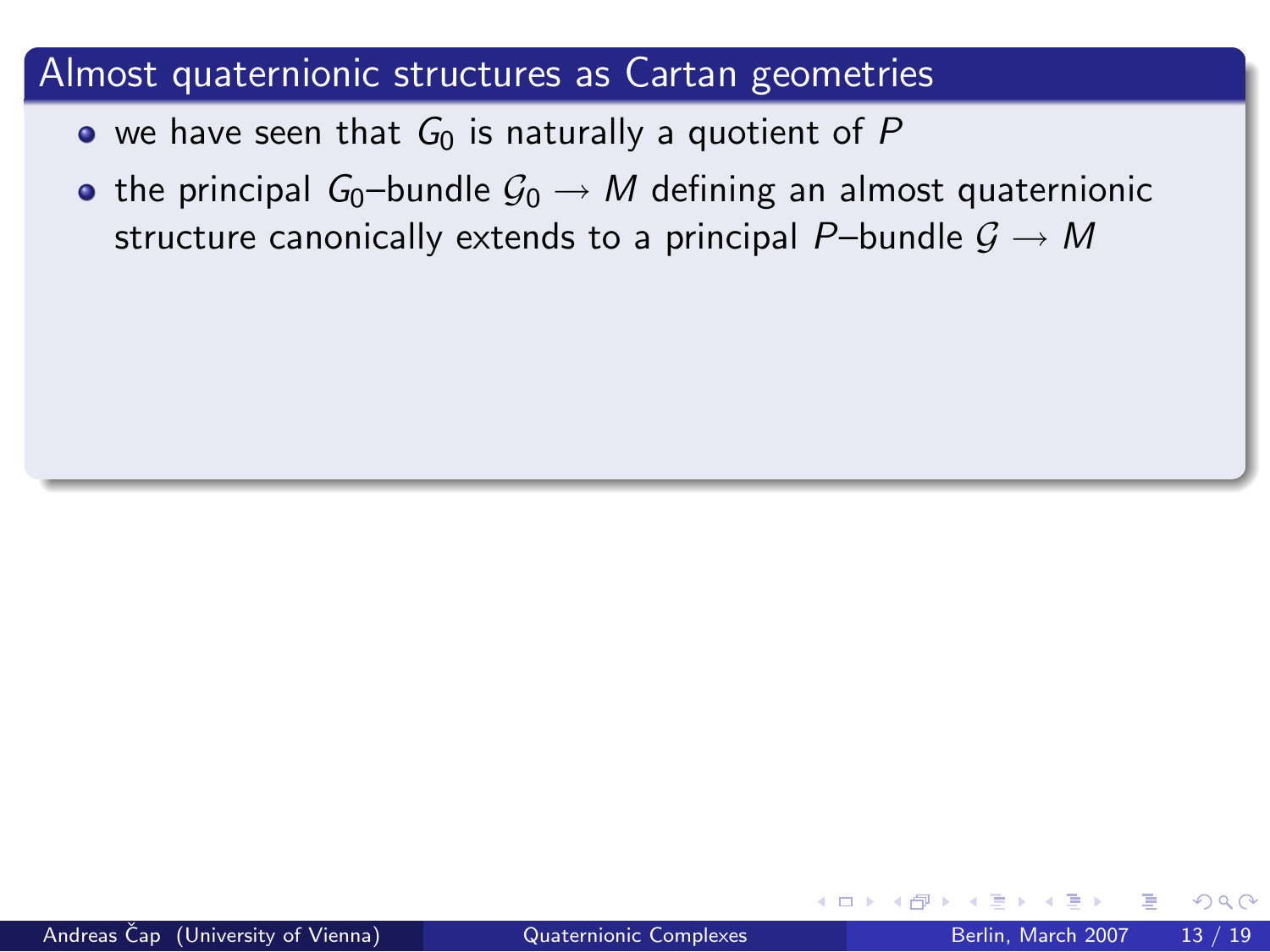## Almost quaternionic structures as Cartan geometries

- we have seen that $G_0$ is naturally a quotient of $P$
- the principal $G_0$–bundle $\mathcal{G}_0 \to M$ defining an almost quaternionic structure canonically extends to a principal $P$–bundle $\mathcal{G} \to M$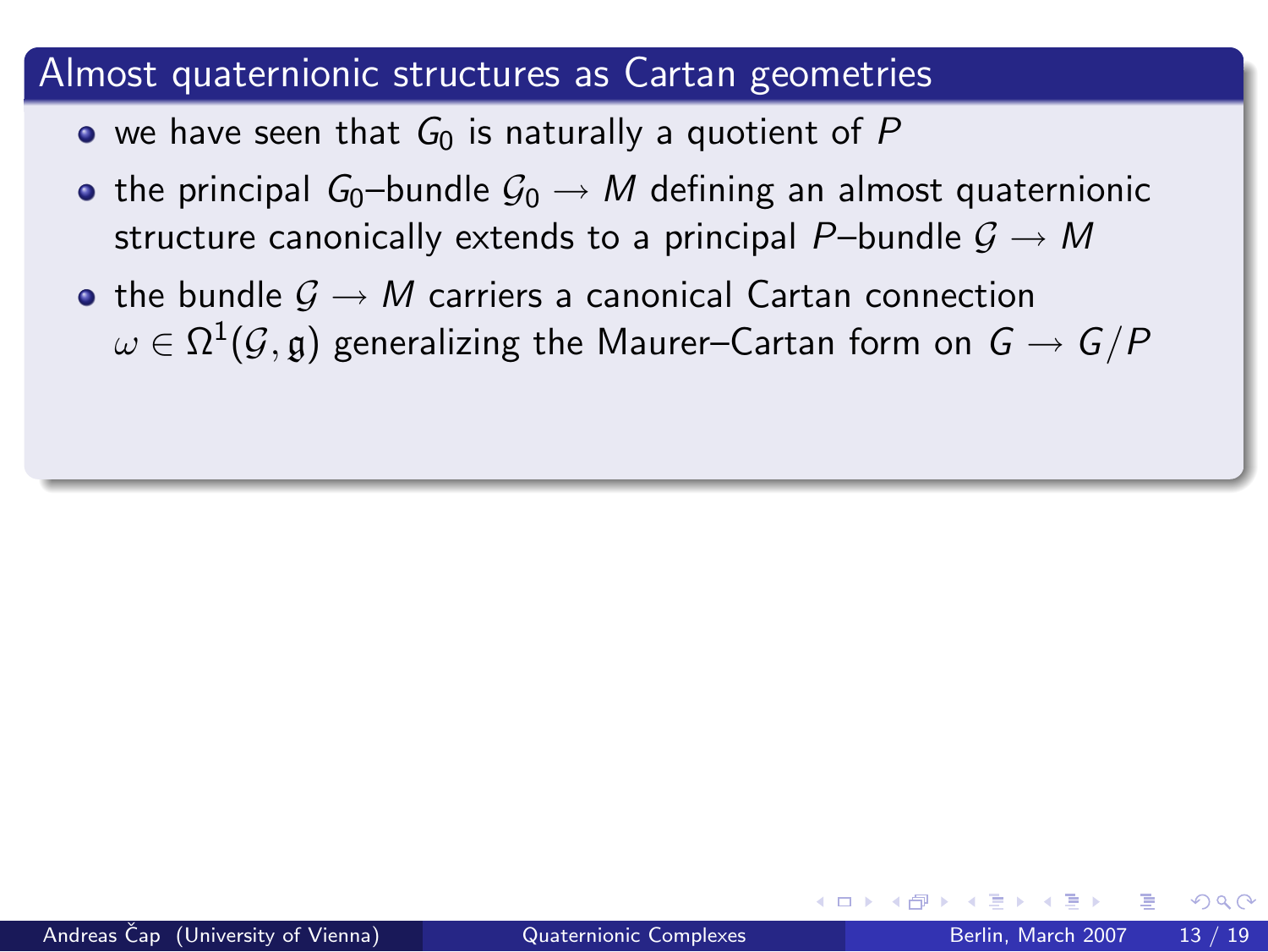## Almost quaternionic structures as Cartan geometries

- we have seen that $G_0$ is naturally a quotient of $P$
- the principal $G_0$–bundle $\mathcal{G}_0 \to M$ defining an almost quaternionic structure canonically extends to a principal $P$–bundle $\mathcal{G} \to M$
- the bundle $\mathcal{G} \to M$ carriers a canonical Cartan connection $\omega \in \Omega^1(\mathcal{G}, \mathfrak{g})$ generalizing the Maurer–Cartan form on $G \to G/P$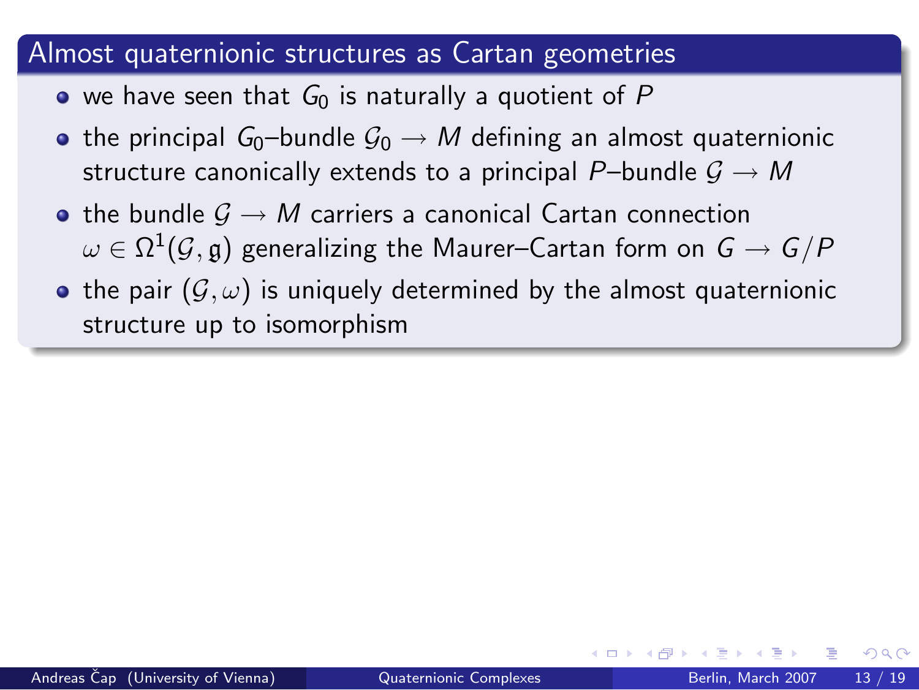## Almost quaternionic structures as Cartan geometries

- we have seen that $G_0$ is naturally a quotient of $P$
- the principal $G_0$–bundle $\mathcal{G}_0 \to M$ defining an almost quaternionic structure canonically extends to a principal $P$–bundle $\mathcal{G} \to M$
- the bundle $\mathcal{G} \to M$ carriers a canonical Cartan connection $\omega \in \Omega^1(\mathcal{G}, \mathfrak{g})$ generalizing the Maurer–Cartan form on $G \to G/P$
- the pair $(\mathcal{G}, \omega)$ is uniquely determined by the almost quaternionic structure up to isomorphism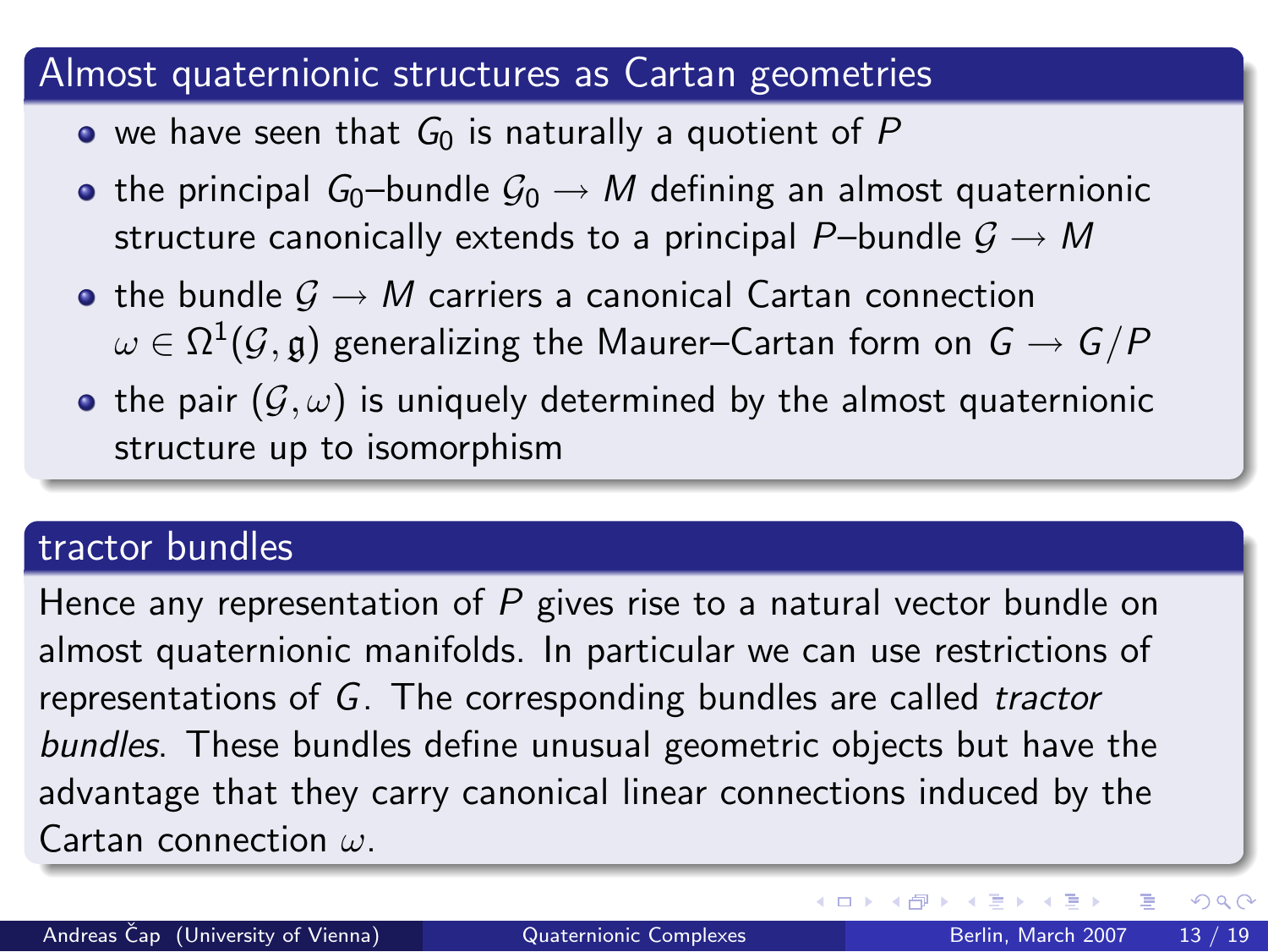## Almost quaternionic structures as Cartan geometries

- we have seen that $G_0$ is naturally a quotient of $P$
- the principal $G_0$–bundle $\mathcal{G}_0 \to M$ defining an almost quaternionic structure canonically extends to a principal $P$–bundle $\mathcal{G} \to M$
- the bundle $\mathcal{G} \to M$ carriers a canonical Cartan connection $\omega \in \Omega^1(\mathcal{G}, \mathfrak{g})$ generalizing the Maurer–Cartan form on $G \to G/P$
- the pair $(\mathcal{G}, \omega)$ is uniquely determined by the almost quaternionic structure up to isomorphism

## tractor bundles

Hence any representation of $P$ gives rise to a natural vector bundle on almost quaternionic manifolds. In particular we can use restrictions of representations of $G$. The corresponding bundles are called *tractor bundles*. These bundles define unusual geometric objects but have the advantage that they carry canonical linear connections induced by the Cartan connection $\omega$.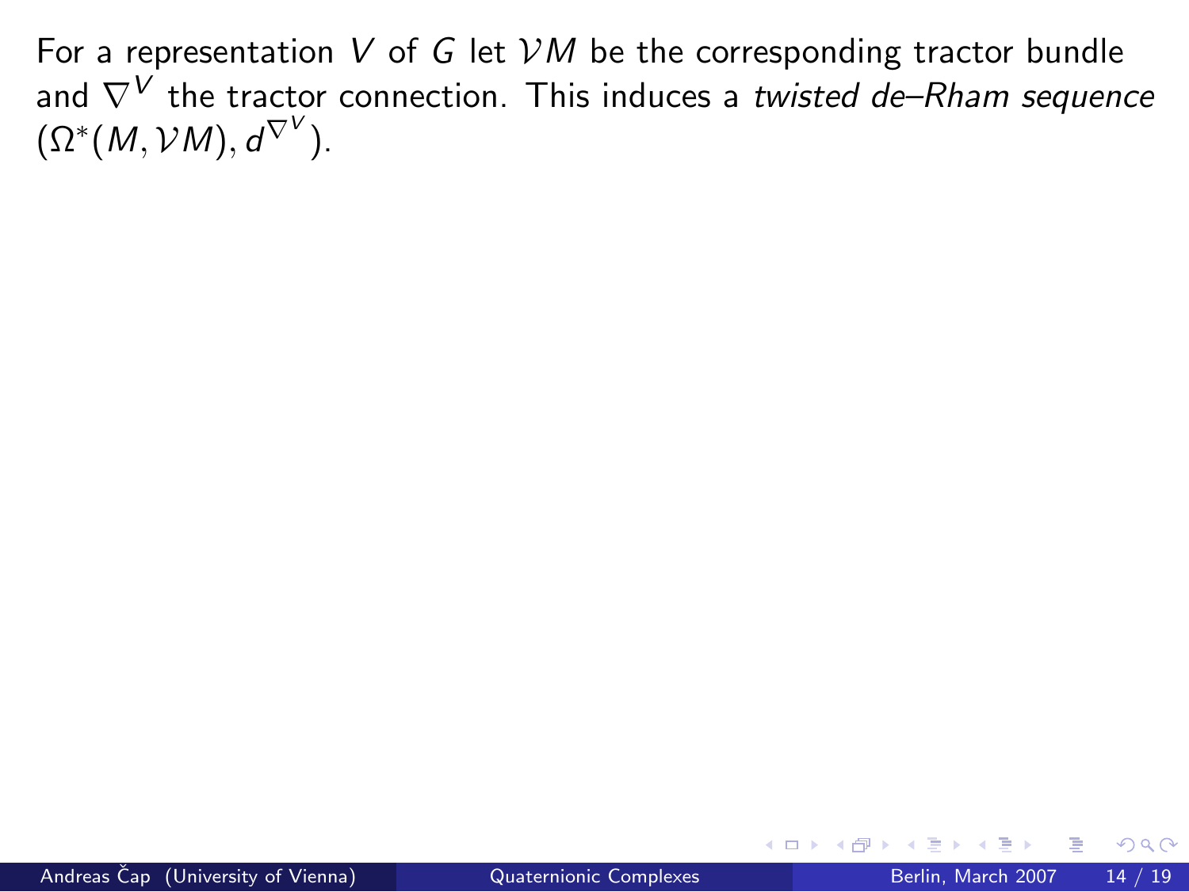For a representation $V$ of $G$ let $\mathcal{V}M$ be the corresponding tractor bundle and $\nabla^V$ the tractor connection. This induces a *twisted de–Rham sequence* $(\Omega^*(M, \mathcal{V}M), d^{\nabla^V})$.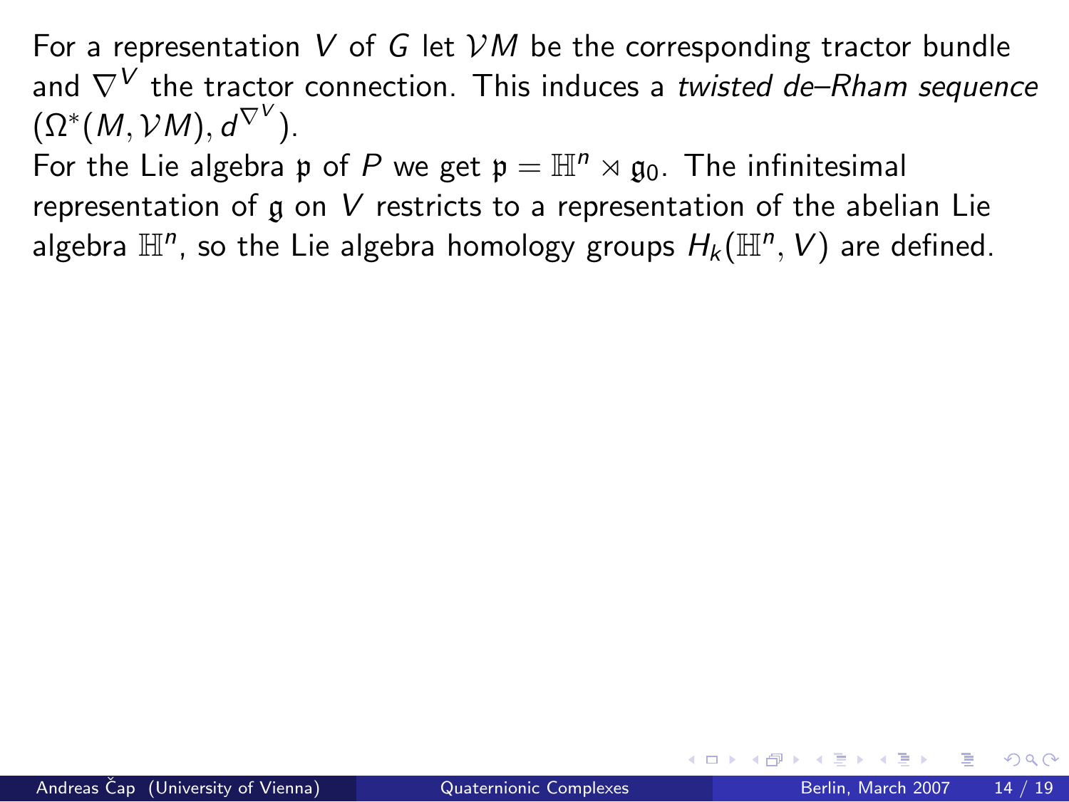For a representation $V$ of $G$ let $\mathcal{V}M$ be the corresponding tractor bundle and $\nabla^V$ the tractor connection. This induces a *twisted de–Rham sequence* $(\Omega^*(M, \mathcal{V}M), d^{\nabla^V})$.

For the Lie algebra $\mathfrak{p}$ of $P$ we get $\mathfrak{p} = \mathbb{H}^n \rtimes \mathfrak{g}_0$. The infinitesimal representation of $\mathfrak{g}$ on $V$ restricts to a representation of the abelian Lie algebra $\mathbb{H}^n$, so the Lie algebra homology groups $H_k(\mathbb{H}^n, V)$ are defined.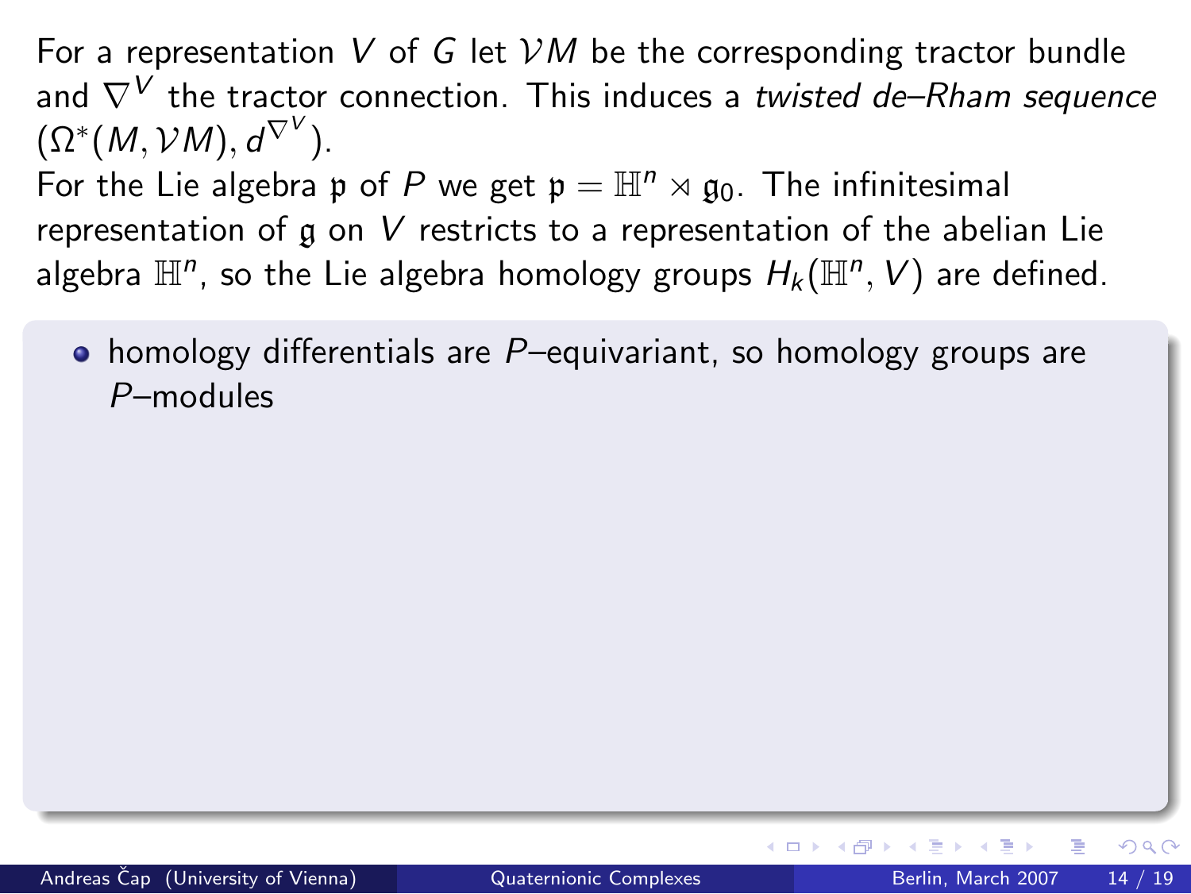For a representation $V$ of $G$ let $\mathcal{V}M$ be the corresponding tractor bundle and $\nabla^V$ the tractor connection. This induces a *twisted de–Rham sequence* $(\Omega^*(M, \mathcal{V}M), d^{\nabla^V})$.

For the Lie algebra $\mathfrak{p}$ of $P$ we get $\mathfrak{p} = \mathbb{H}^n \rtimes \mathfrak{g}_0$. The infinitesimal representation of $\mathfrak{g}$ on $V$ restricts to a representation of the abelian Lie algebra $\mathbb{H}^n$, so the Lie algebra homology groups $H_k(\mathbb{H}^n, V)$ are defined.

- homology differentials are $P$–equivariant, so homology groups are $P$–modules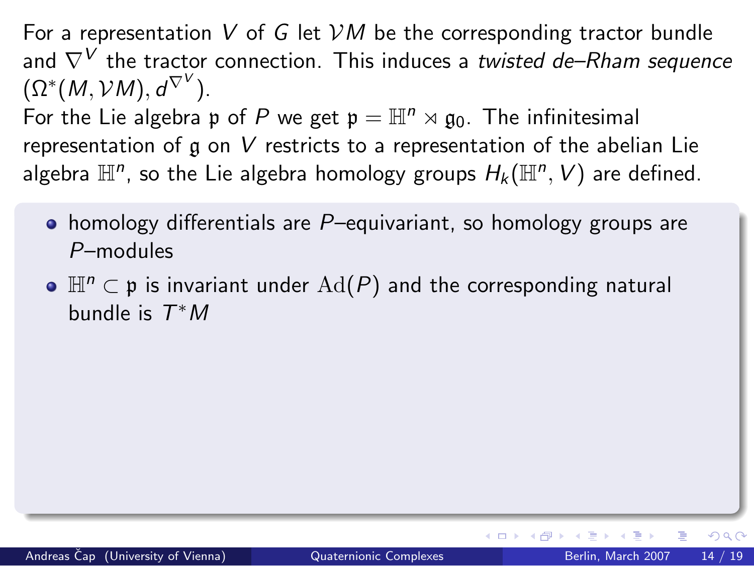For a representation $V$ of $G$ let $\mathcal{V}M$ be the corresponding tractor bundle and $\nabla^V$ the tractor connection. This induces a *twisted de–Rham sequence* $(\Omega^*(M, \mathcal{V}M), d^{\nabla^V})$.

For the Lie algebra $\mathfrak{p}$ of $P$ we get $\mathfrak{p} = \mathbb{H}^n \rtimes \mathfrak{g}_0$. The infinitesimal representation of $\mathfrak{g}$ on $V$ restricts to a representation of the abelian Lie algebra $\mathbb{H}^n$, so the Lie algebra homology groups $H_k(\mathbb{H}^n, V)$ are defined.

- homology differentials are $P$–equivariant, so homology groups are $P$–modules
- $\mathbb{H}^n \subset \mathfrak{p}$ is invariant under $\mathrm{Ad}(P)$ and the corresponding natural bundle is $T^*M$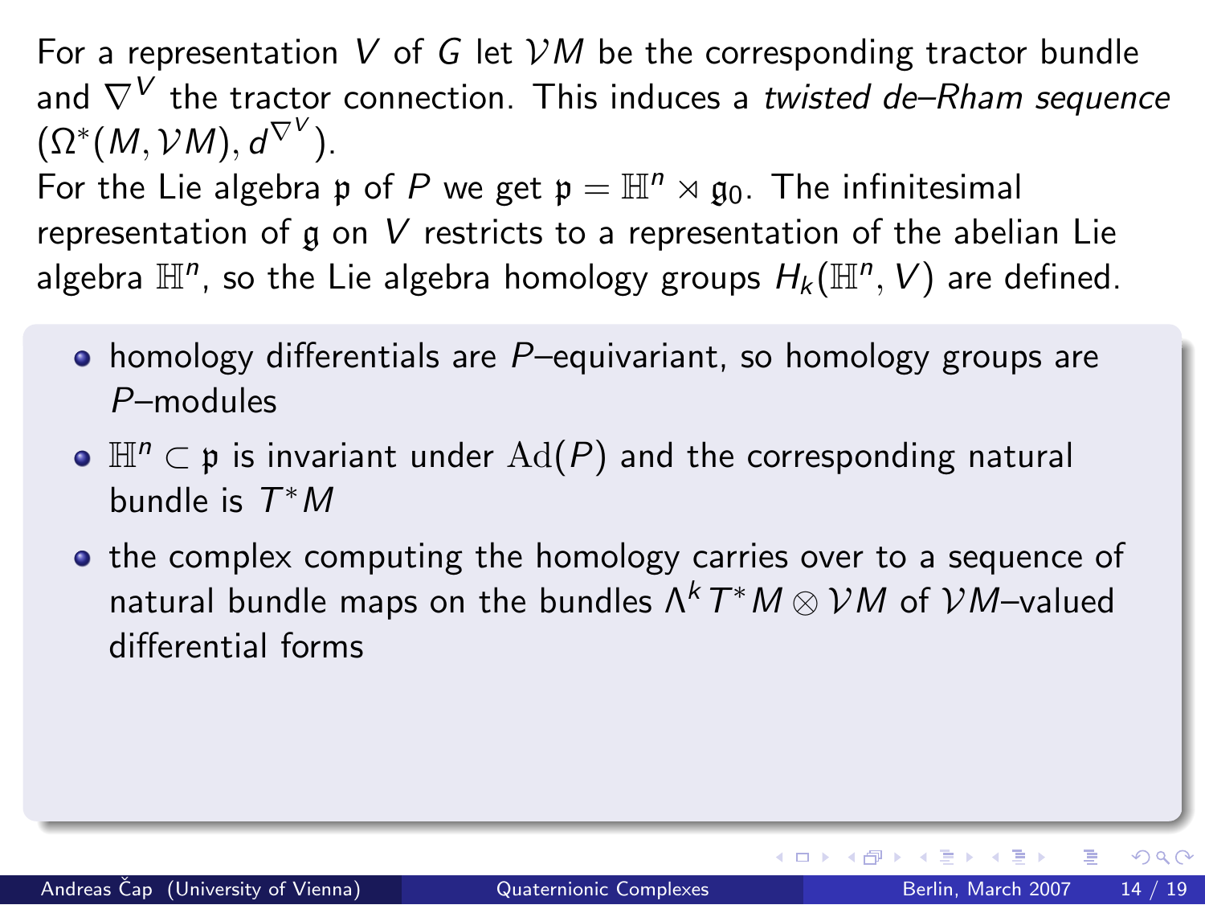For a representation $V$ of $G$ let $\mathcal{V}M$ be the corresponding tractor bundle and $\nabla^V$ the tractor connection. This induces a *twisted de–Rham sequence* $(\Omega^*(M, \mathcal{V}M), d^{\nabla^V})$.

For the Lie algebra $\mathfrak{p}$ of $P$ we get $\mathfrak{p} = \mathbb{H}^n \rtimes \mathfrak{g}_0$. The infinitesimal representation of $\mathfrak{g}$ on $V$ restricts to a representation of the abelian Lie algebra $\mathbb{H}^n$, so the Lie algebra homology groups $H_k(\mathbb{H}^n, V)$ are defined.

- homology differentials are $P$–equivariant, so homology groups are $P$–modules
- $\mathbb{H}^n \subset \mathfrak{p}$ is invariant under $\mathrm{Ad}(P)$ and the corresponding natural bundle is $T^*M$
- the complex computing the homology carries over to a sequence of natural bundle maps on the bundles $\Lambda^k T^*M \otimes \mathcal{V}M$ of $\mathcal{V}M$–valued differential forms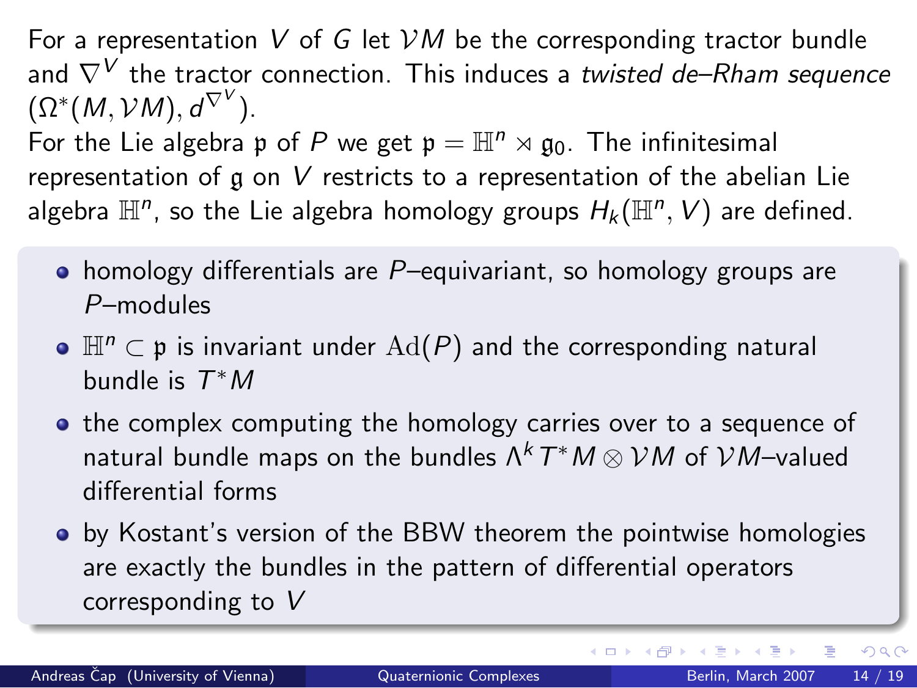For a representation $V$ of $G$ let $\mathcal{V}M$ be the corresponding tractor bundle and $\nabla^V$ the tractor connection. This induces a *twisted de–Rham sequence* $(\Omega^*(M, \mathcal{V}M), d^{\nabla^V})$.

For the Lie algebra $\mathfrak{p}$ of $P$ we get $\mathfrak{p} = \mathbb{H}^n \rtimes \mathfrak{g}_0$. The infinitesimal representation of $\mathfrak{g}$ on $V$ restricts to a representation of the abelian Lie algebra $\mathbb{H}^n$, so the Lie algebra homology groups $H_k(\mathbb{H}^n, V)$ are defined.

- homology differentials are $P$–equivariant, so homology groups are $P$–modules
- $\mathbb{H}^n \subset \mathfrak{p}$ is invariant under $\mathrm{Ad}(P)$ and the corresponding natural bundle is $T^*M$
- the complex computing the homology carries over to a sequence of natural bundle maps on the bundles $\Lambda^k T^*M \otimes \mathcal{V}M$ of $\mathcal{V}M$–valued differential forms
- by Kostant's version of the BBW theorem the pointwise homologies are exactly the bundles in the pattern of differential operators corresponding to $V$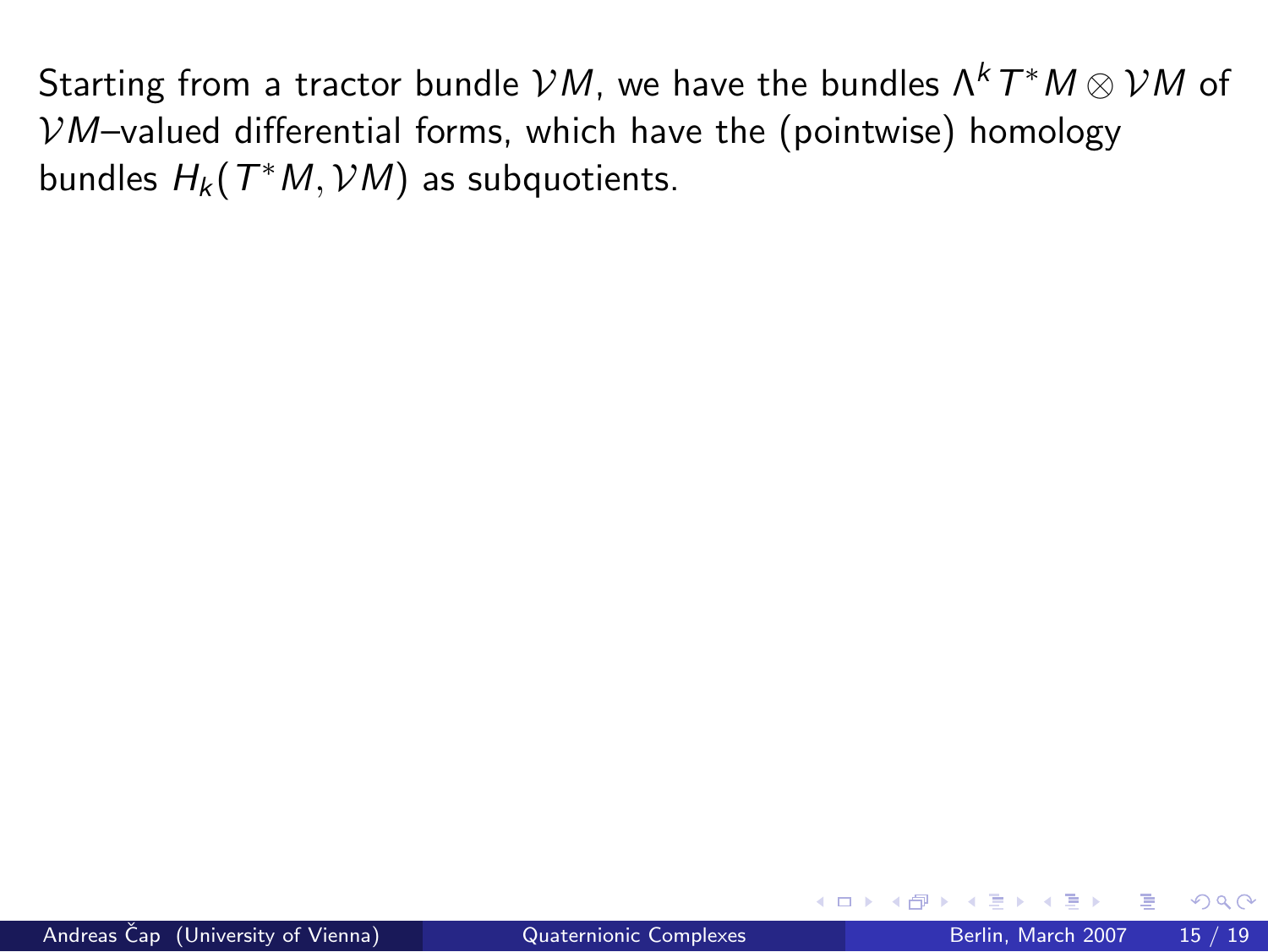Starting from a tractor bundle $\mathcal{V}M$, we have the bundles $\Lambda^k T^*M \otimes \mathcal{V}M$ of $\mathcal{V}M$–valued differential forms, which have the (pointwise) homology bundles $H_k(T^*M, \mathcal{V}M)$ as subquotients.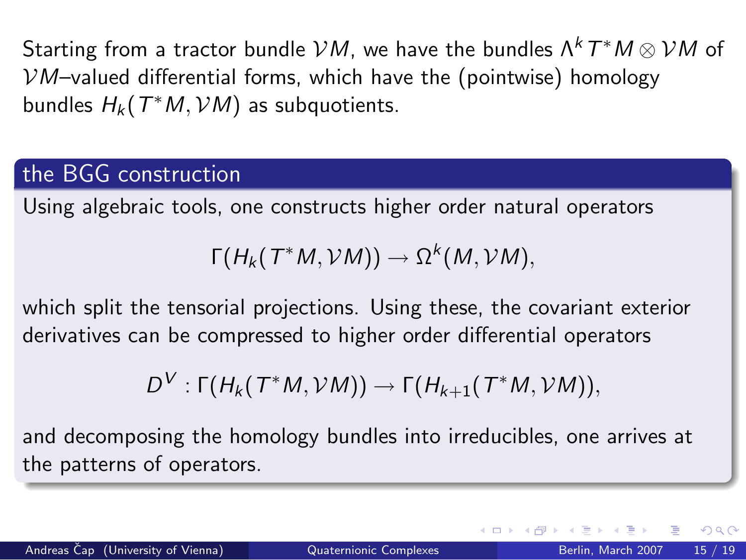Starting from a tractor bundle $\mathcal{V}M$, we have the bundles $\Lambda^k T^*M \otimes \mathcal{V}M$ of $\mathcal{V}M$–valued differential forms, which have the (pointwise) homology bundles $H_k(T^*M, \mathcal{V}M)$ as subquotients.

### the BGG construction

Using algebraic tools, one constructs higher order natural operators

$$\Gamma(H_k(T^*M, \mathcal{V}M)) \to \Omega^k(M, \mathcal{V}M),$$

which split the tensorial projections. Using these, the covariant exterior derivatives can be compressed to higher order differential operators

$$D^V : \Gamma(H_k(T^*M, \mathcal{V}M)) \to \Gamma(H_{k+1}(T^*M, \mathcal{V}M)),$$

and decomposing the homology bundles into irreducibles, one arrives at the patterns of operators.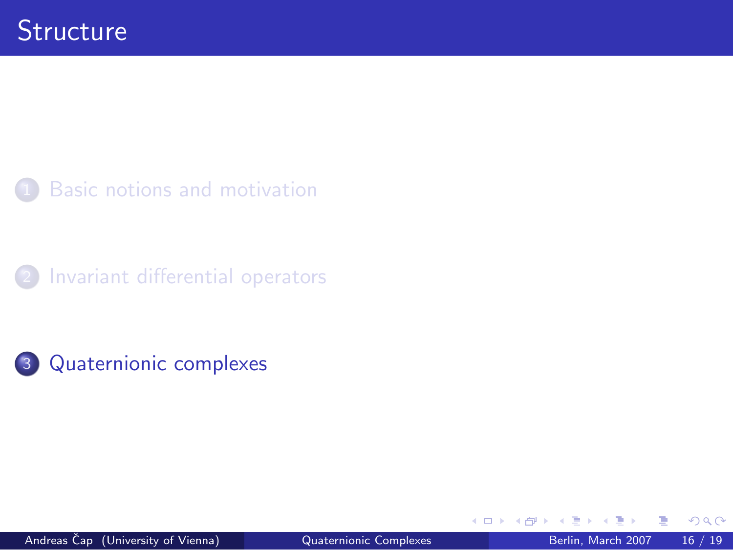# Structure

1. Basic notions and motivation

2. Invariant differential operators

3. Quaternionic complexes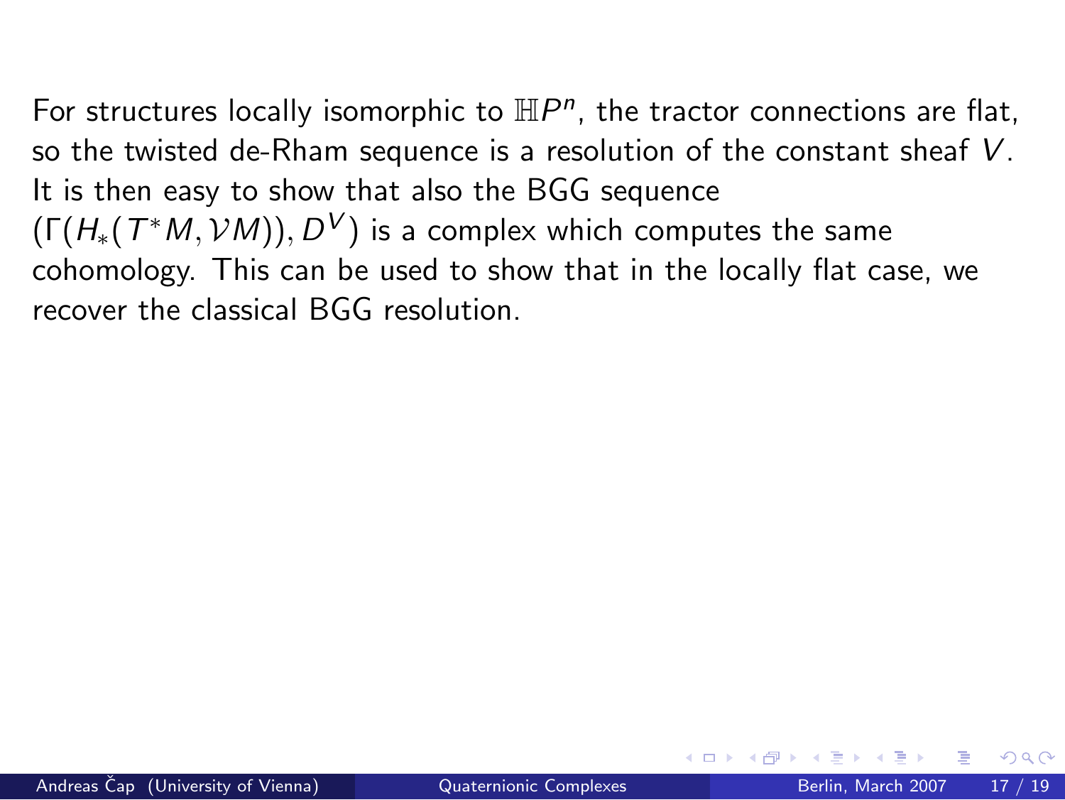For structures locally isomorphic to $\mathbb{H}P^n$, the tractor connections are flat, so the twisted de-Rham sequence is a resolution of the constant sheaf $V$. It is then easy to show that also the BGG sequence $(\Gamma(H_*(T^*M, \mathcal{V}M)), D^V)$ is a complex which computes the same cohomology. This can be used to show that in the locally flat case, we recover the classical BGG resolution.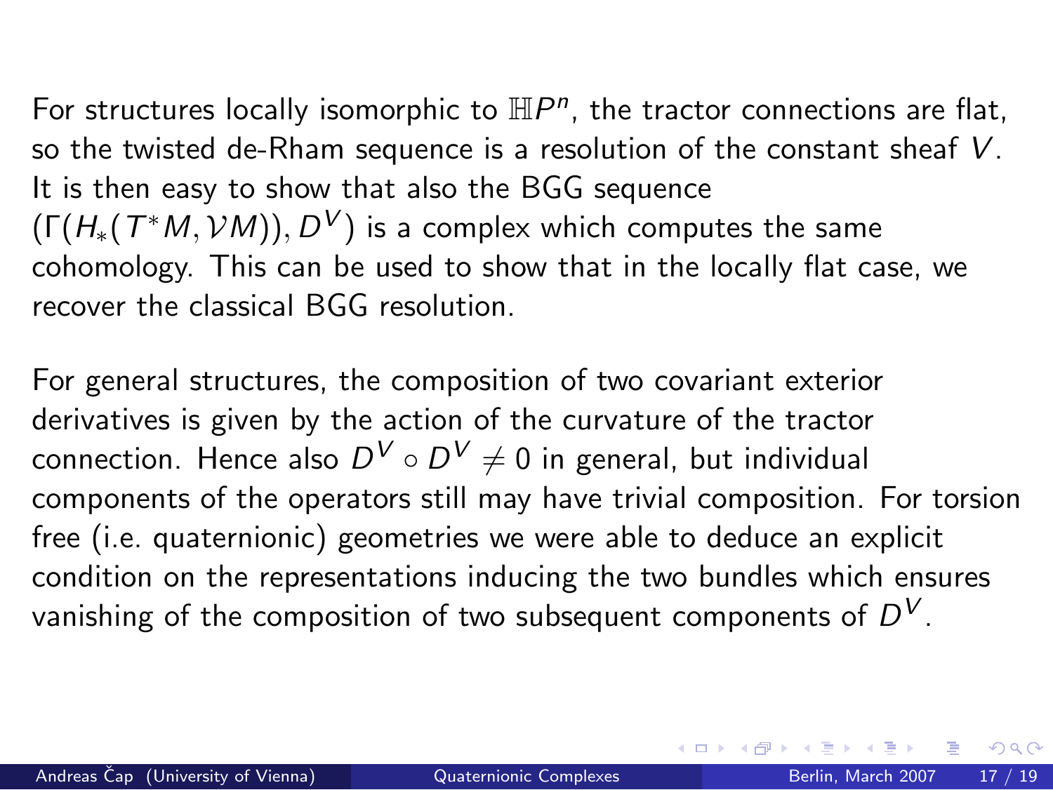For structures locally isomorphic to $\mathbb{H}P^n$, the tractor connections are flat, so the twisted de-Rham sequence is a resolution of the constant sheaf $V$. It is then easy to show that also the BGG sequence $(\Gamma(H_*(T^*M, \mathcal{V}M)), D^V)$ is a complex which computes the same cohomology. This can be used to show that in the locally flat case, we recover the classical BGG resolution.

For general structures, the composition of two covariant exterior derivatives is given by the action of the curvature of the tractor connection. Hence also $D^V \circ D^V \neq 0$ in general, but individual components of the operators still may have trivial composition. For torsion free (i.e. quaternionic) geometries we were able to deduce an explicit condition on the representations inducing the two bundles which ensures vanishing of the composition of two subsequent components of $D^V$.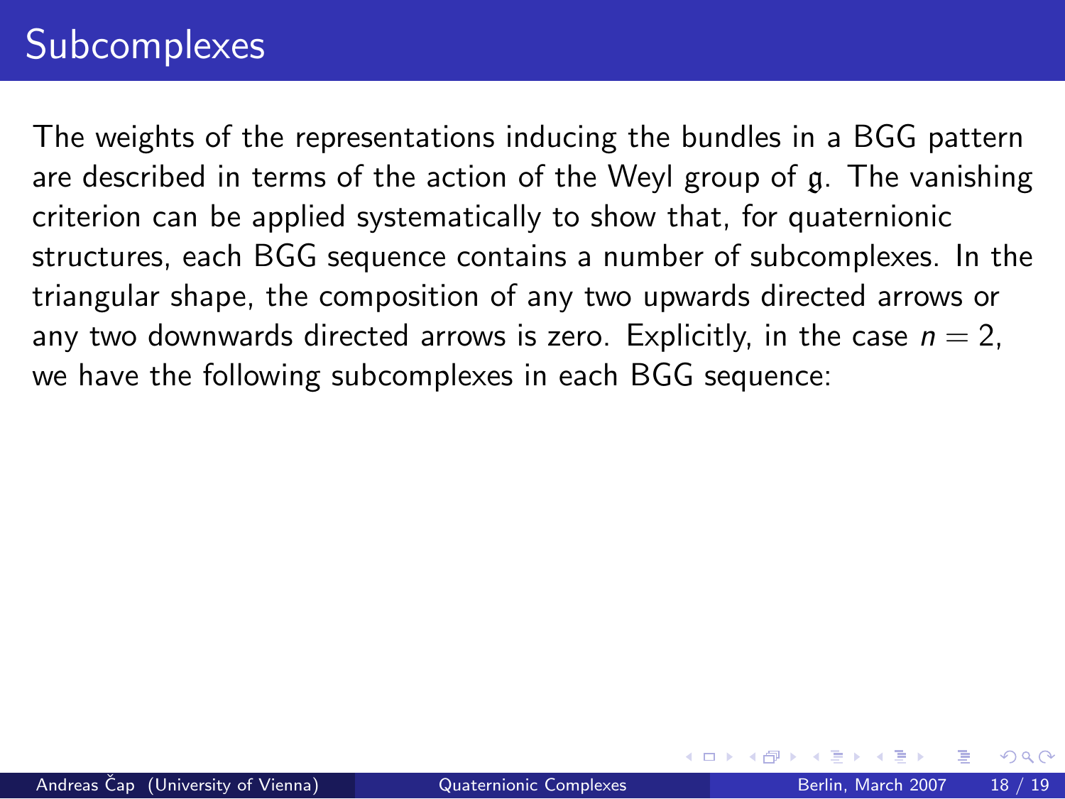# Subcomplexes

The weights of the representations inducing the bundles in a BGG pattern are described in terms of the action of the Weyl group of $\mathfrak{g}$. The vanishing criterion can be applied systematically to show that, for quaternionic structures, each BGG sequence contains a number of subcomplexes. In the triangular shape, the composition of any two upwards directed arrows or any two downwards directed arrows is zero. Explicitly, in the case $n = 2$, we have the following subcomplexes in each BGG sequence: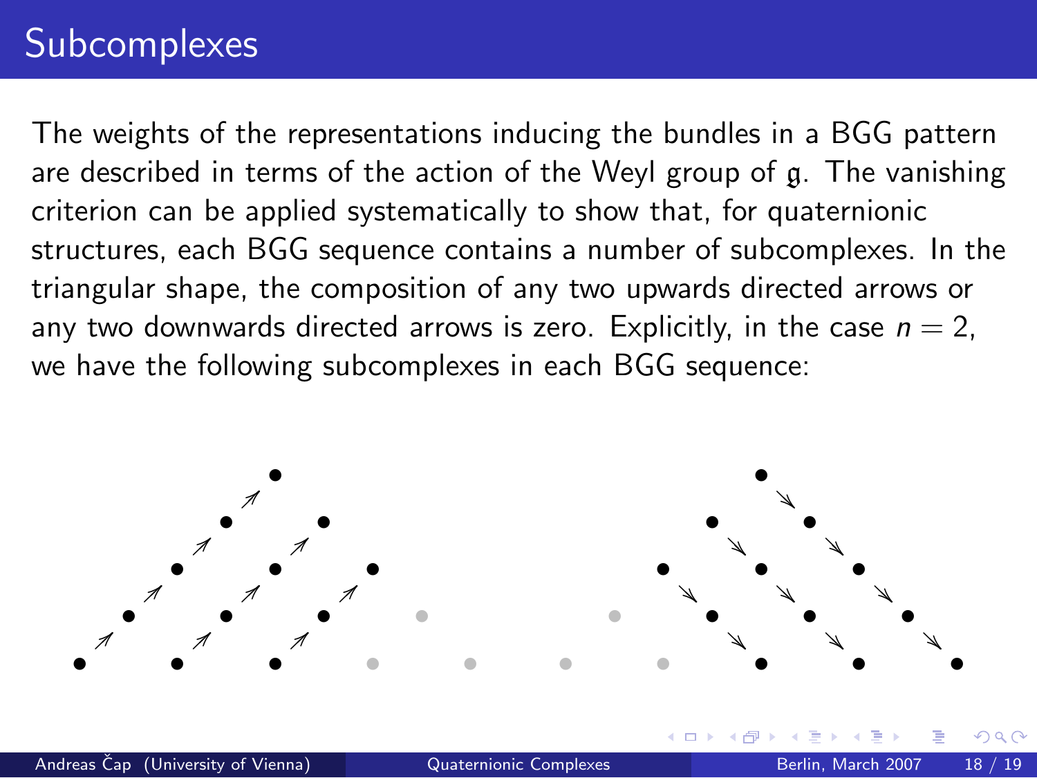# Subcomplexes

The weights of the representations inducing the bundles in a BGG pattern are described in terms of the action of the Weyl group of $\mathfrak{g}$. The vanishing criterion can be applied systematically to show that, for quaternionic structures, each BGG sequence contains a number of subcomplexes. In the triangular shape, the composition of any two upwards directed arrows or any two downwards directed arrows is zero. Explicitly, in the case $n = 2$, we have the following subcomplexes in each BGG sequence: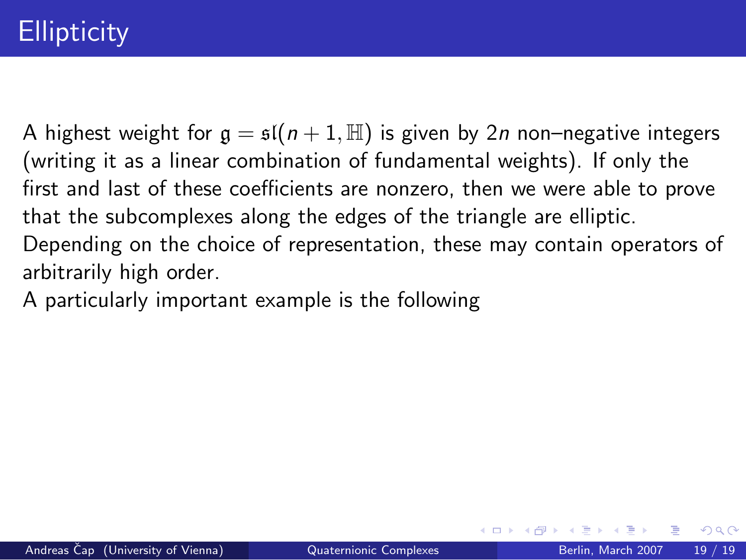# Ellipticity

A highest weight for $\mathfrak{g} = \mathfrak{sl}(n+1, \mathbb{H})$ is given by $2n$ non–negative integers (writing it as a linear combination of fundamental weights). If only the first and last of these coefficients are nonzero, then we were able to prove that the subcomplexes along the edges of the triangle are elliptic. Depending on the choice of representation, these may contain operators of arbitrarily high order.

A particularly important example is the following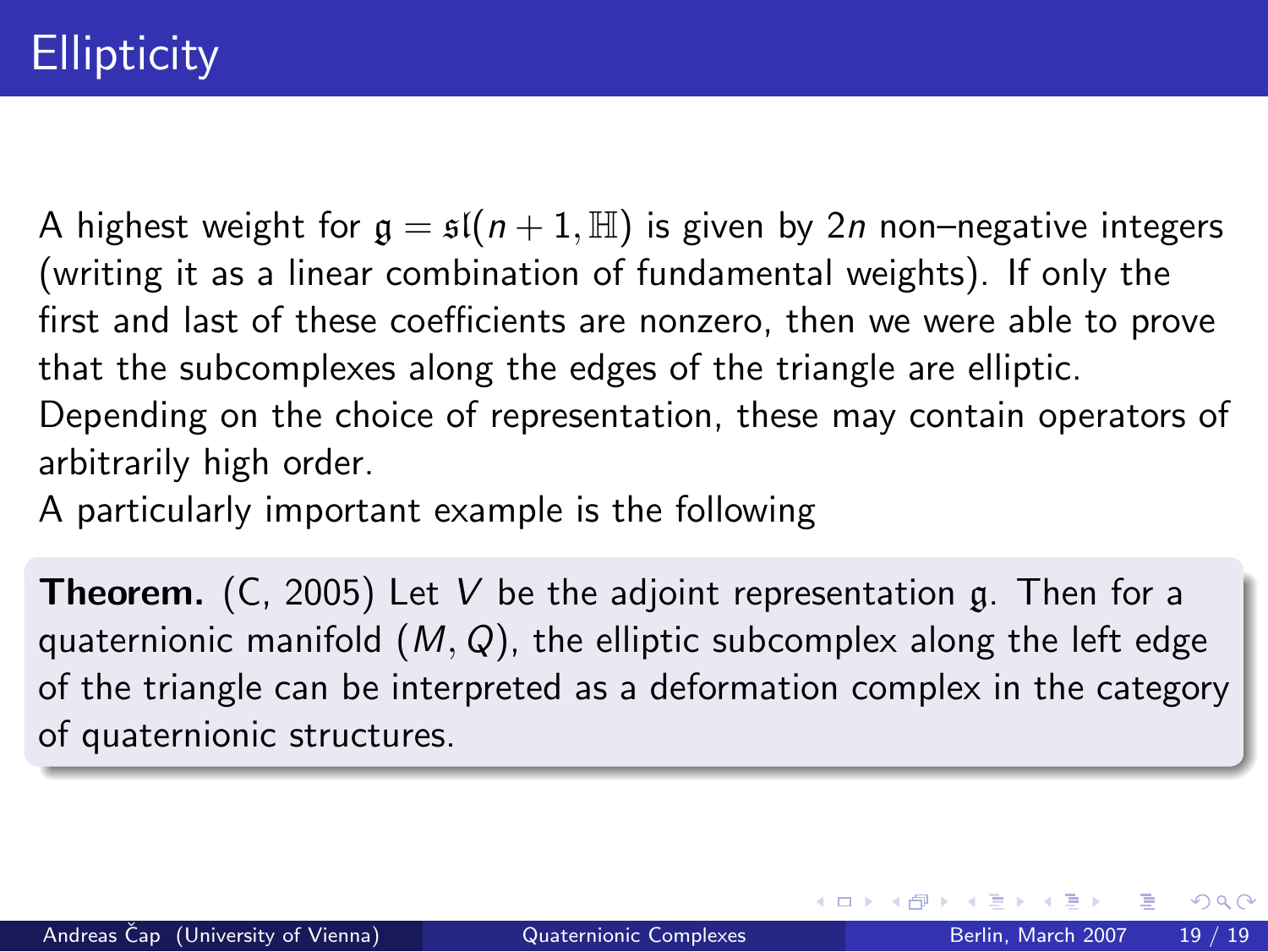# Ellipticity

A highest weight for $\mathfrak{g} = \mathfrak{sl}(n+1, \mathbb{H})$ is given by $2n$ non–negative integers (writing it as a linear combination of fundamental weights). If only the first and last of these coefficients are nonzero, then we were able to prove that the subcomplexes along the edges of the triangle are elliptic. Depending on the choice of representation, these may contain operators of arbitrarily high order.

A particularly important example is the following

**Theorem.** (C, 2005) Let $V$ be the adjoint representation $\mathfrak{g}$. Then for a quaternionic manifold $(M, Q)$, the elliptic subcomplex along the left edge of the triangle can be interpreted as a deformation complex in the category of quaternionic structures.